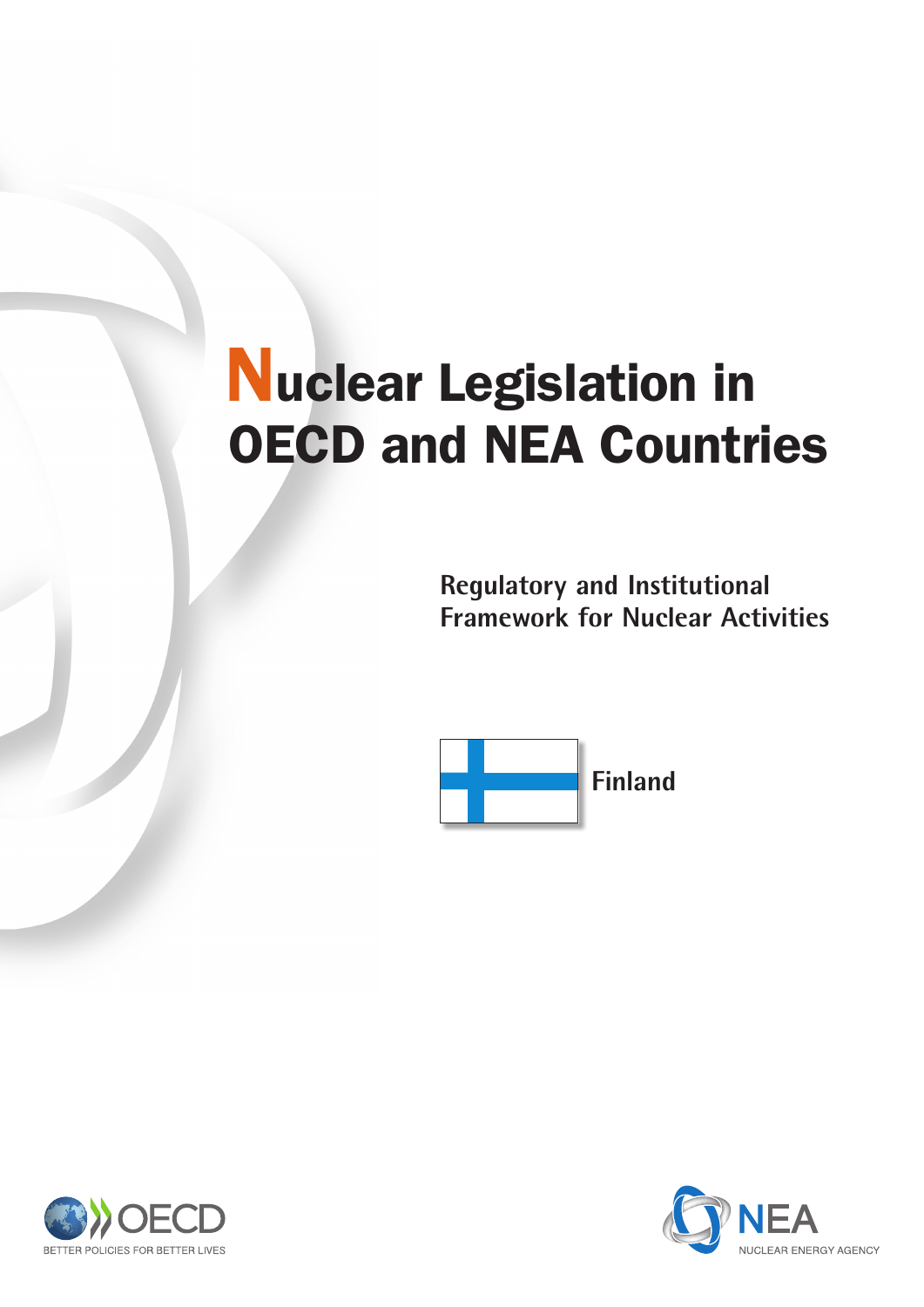# Nuclear Legislation in OECD and NEA Countries

**Regulatory and Institutional Framework for Nuclear Activities**

**Finland**

OECD
BETTER POLICIES FOR BETTER LIVES

NEA
NUCLEAR ENERGY AGENCY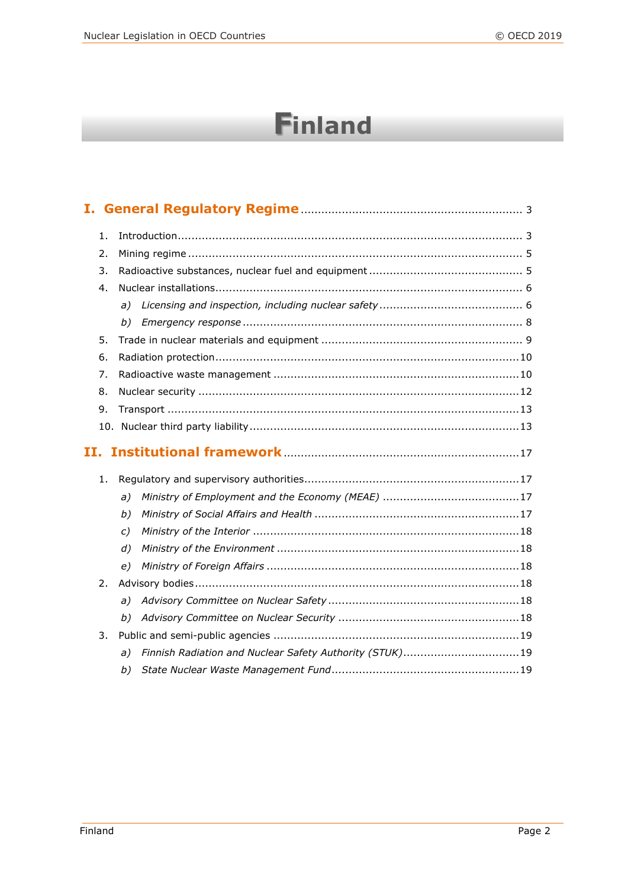# Finland

## I. General Regulatory Regime ... 3

1. Introduction ... 3
2. Mining regime ... 5
3. Radioactive substances, nuclear fuel and equipment ... 5
4. Nuclear installations ... 6
   - *a) Licensing and inspection, including nuclear safety* ... 6
   - *b) Emergency response* ... 8
5. Trade in nuclear materials and equipment ... 9
6. Radiation protection ... 10
7. Radioactive waste management ... 10
8. Nuclear security ... 12
9. Transport ... 13
10. Nuclear third party liability ... 13

## II. Institutional framework ... 17

1. Regulatory and supervisory authorities ... 17
   - *a) Ministry of Employment and the Economy (MEAE)* ... 17
   - *b) Ministry of Social Affairs and Health* ... 17
   - *c) Ministry of the Interior* ... 18
   - *d) Ministry of the Environment* ... 18
   - *e) Ministry of Foreign Affairs* ... 18
2. Advisory bodies ... 18
   - *a) Advisory Committee on Nuclear Safety* ... 18
   - *b) Advisory Committee on Nuclear Security* ... 18
3. Public and semi-public agencies ... 19
   - *a) Finnish Radiation and Nuclear Safety Authority (STUK)* ... 19
   - *b) State Nuclear Waste Management Fund* ... 19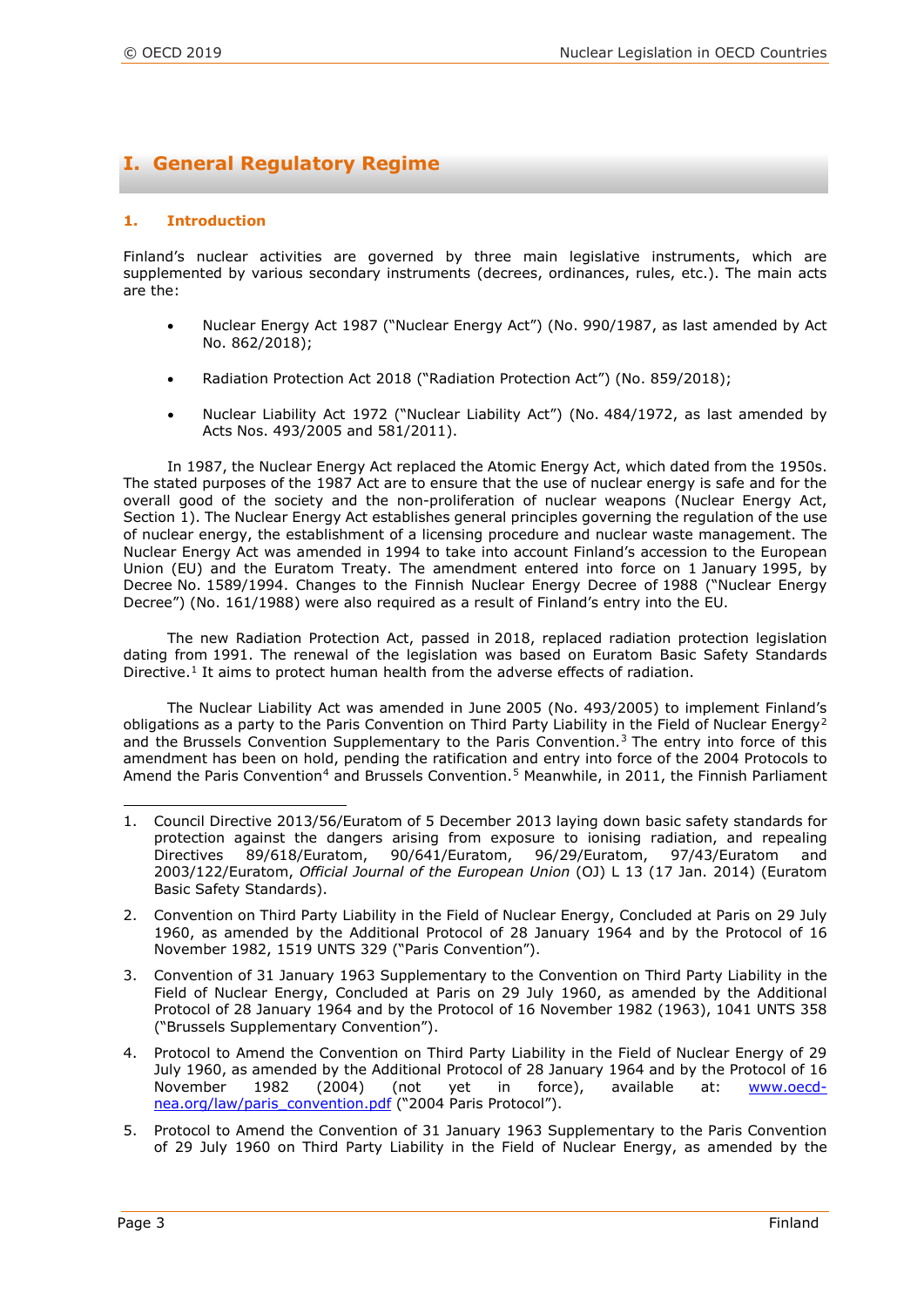# I. General Regulatory Regime

## 1. Introduction

Finland's nuclear activities are governed by three main legislative instruments, which are supplemented by various secondary instruments (decrees, ordinances, rules, etc.). The main acts are the:

- Nuclear Energy Act 1987 ("Nuclear Energy Act") (No. 990/1987, as last amended by Act No. 862/2018);
- Radiation Protection Act 2018 ("Radiation Protection Act") (No. 859/2018);
- Nuclear Liability Act 1972 ("Nuclear Liability Act") (No. 484/1972, as last amended by Acts Nos. 493/2005 and 581/2011).

In 1987, the Nuclear Energy Act replaced the Atomic Energy Act, which dated from the 1950s. The stated purposes of the 1987 Act are to ensure that the use of nuclear energy is safe and for the overall good of the society and the non-proliferation of nuclear weapons (Nuclear Energy Act, Section 1). The Nuclear Energy Act establishes general principles governing the regulation of the use of nuclear energy, the establishment of a licensing procedure and nuclear waste management. The Nuclear Energy Act was amended in 1994 to take into account Finland's accession to the European Union (EU) and the Euratom Treaty. The amendment entered into force on 1 January 1995, by Decree No. 1589/1994. Changes to the Finnish Nuclear Energy Decree of 1988 ("Nuclear Energy Decree") (No. 161/1988) were also required as a result of Finland's entry into the EU.

The new Radiation Protection Act, passed in 2018, replaced radiation protection legislation dating from 1991. The renewal of the legislation was based on Euratom Basic Safety Standards Directive.[1] It aims to protect human health from the adverse effects of radiation.

The Nuclear Liability Act was amended in June 2005 (No. 493/2005) to implement Finland's obligations as a party to the Paris Convention on Third Party Liability in the Field of Nuclear Energy[2] and the Brussels Convention Supplementary to the Paris Convention.[3] The entry into force of this amendment has been on hold, pending the ratification and entry into force of the 2004 Protocols to Amend the Paris Convention[4] and Brussels Convention.[5] Meanwhile, in 2011, the Finnish Parliament

---

1. Council Directive 2013/56/Euratom of 5 December 2013 laying down basic safety standards for protection against the dangers arising from exposure to ionising radiation, and repealing Directives 89/618/Euratom, 90/641/Euratom, 96/29/Euratom, 97/43/Euratom and 2003/122/Euratom, *Official Journal of the European Union* (OJ) L 13 (17 Jan. 2014) (Euratom Basic Safety Standards).

2. Convention on Third Party Liability in the Field of Nuclear Energy, Concluded at Paris on 29 July 1960, as amended by the Additional Protocol of 28 January 1964 and by the Protocol of 16 November 1982, 1519 UNTS 329 ("Paris Convention").

3. Convention of 31 January 1963 Supplementary to the Convention on Third Party Liability in the Field of Nuclear Energy, Concluded at Paris on 29 July 1960, as amended by the Additional Protocol of 28 January 1964 and by the Protocol of 16 November 1982 (1963), 1041 UNTS 358 ("Brussels Supplementary Convention").

4. Protocol to Amend the Convention on Third Party Liability in the Field of Nuclear Energy of 29 July 1960, as amended by the Additional Protocol of 28 January 1964 and by the Protocol of 16 November 1982 (2004) (not yet in force), available at: [www.oecd-nea.org/law/paris_convention.pdf](www.oecd-nea.org/law/paris_convention.pdf) ("2004 Paris Protocol").

5. Protocol to Amend the Convention of 31 January 1963 Supplementary to the Paris Convention of 29 July 1960 on Third Party Liability in the Field of Nuclear Energy, as amended by the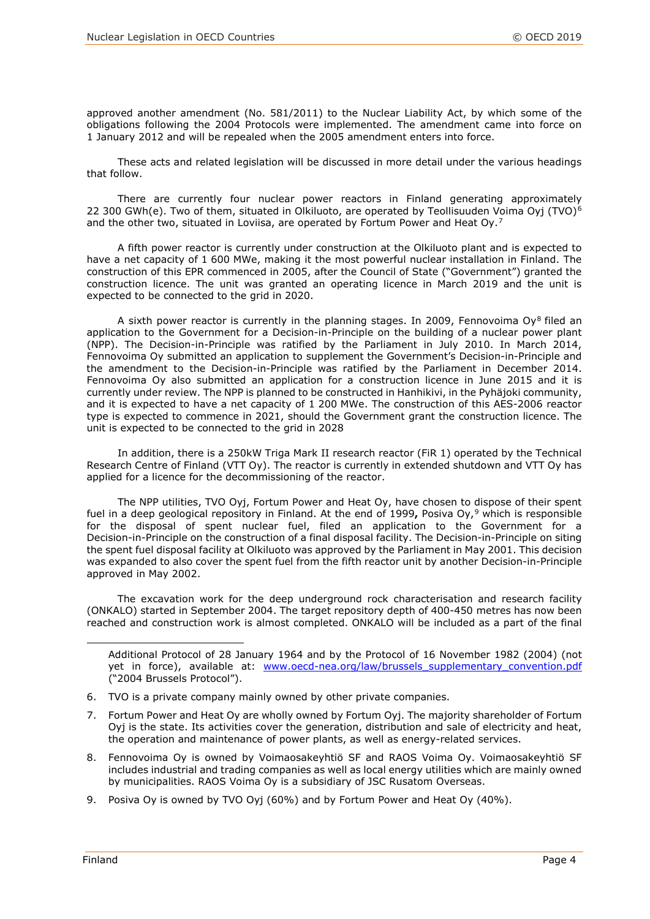approved another amendment (No. 581/2011) to the Nuclear Liability Act, by which some of the obligations following the 2004 Protocols were implemented. The amendment came into force on 1 January 2012 and will be repealed when the 2005 amendment enters into force.

These acts and related legislation will be discussed in more detail under the various headings that follow.

There are currently four nuclear power reactors in Finland generating approximately 22 300 GWh(e). Two of them, situated in Olkiluoto, are operated by Teollisuuden Voima Oyj (TVO)[6] and the other two, situated in Loviisa, are operated by Fortum Power and Heat Oy.[7]

A fifth power reactor is currently under construction at the Olkiluoto plant and is expected to have a net capacity of 1 600 MWe, making it the most powerful nuclear installation in Finland. The construction of this EPR commenced in 2005, after the Council of State ("Government") granted the construction licence. The unit was granted an operating licence in March 2019 and the unit is expected to be connected to the grid in 2020.

A sixth power reactor is currently in the planning stages. In 2009, Fennovoima Oy[8] filed an application to the Government for a Decision-in-Principle on the building of a nuclear power plant (NPP). The Decision-in-Principle was ratified by the Parliament in July 2010. In March 2014, Fennovoima Oy submitted an application to supplement the Government's Decision-in-Principle and the amendment to the Decision-in-Principle was ratified by the Parliament in December 2014. Fennovoima Oy also submitted an application for a construction licence in June 2015 and it is currently under review. The NPP is planned to be constructed in Hanhikivi, in the Pyhäjoki community, and it is expected to have a net capacity of 1 200 MWe. The construction of this AES-2006 reactor type is expected to commence in 2021, should the Government grant the construction licence. The unit is expected to be connected to the grid in 2028

In addition, there is a 250kW Triga Mark II research reactor (FiR 1) operated by the Technical Research Centre of Finland (VTT Oy). The reactor is currently in extended shutdown and VTT Oy has applied for a licence for the decommissioning of the reactor.

The NPP utilities, TVO Oyj, Fortum Power and Heat Oy, have chosen to dispose of their spent fuel in a deep geological repository in Finland. At the end of 1999**,** Posiva Oy,[9] which is responsible for the disposal of spent nuclear fuel, filed an application to the Government for a Decision-in-Principle on the construction of a final disposal facility. The Decision-in-Principle on siting the spent fuel disposal facility at Olkiluoto was approved by the Parliament in May 2001. This decision was expanded to also cover the spent fuel from the fifth reactor unit by another Decision-in-Principle approved in May 2002.

The excavation work for the deep underground rock characterisation and research facility (ONKALO) started in September 2004. The target repository depth of 400-450 metres has now been reached and construction work is almost completed. ONKALO will be included as a part of the final

---

Additional Protocol of 28 January 1964 and by the Protocol of 16 November 1982 (2004) (not yet in force), available at: www.oecd-nea.org/law/brussels_supplementary_convention.pdf ("2004 Brussels Protocol").

6. TVO is a private company mainly owned by other private companies.
7. Fortum Power and Heat Oy are wholly owned by Fortum Oyj. The majority shareholder of Fortum Oyj is the state. Its activities cover the generation, distribution and sale of electricity and heat, the operation and maintenance of power plants, as well as energy-related services.
8. Fennovoima Oy is owned by Voimaosakeyhtiö SF and RAOS Voima Oy. Voimaosakeyhtiö SF includes industrial and trading companies as well as local energy utilities which are mainly owned by municipalities. RAOS Voima Oy is a subsidiary of JSC Rusatom Overseas.
9. Posiva Oy is owned by TVO Oyj (60%) and by Fortum Power and Heat Oy (40%).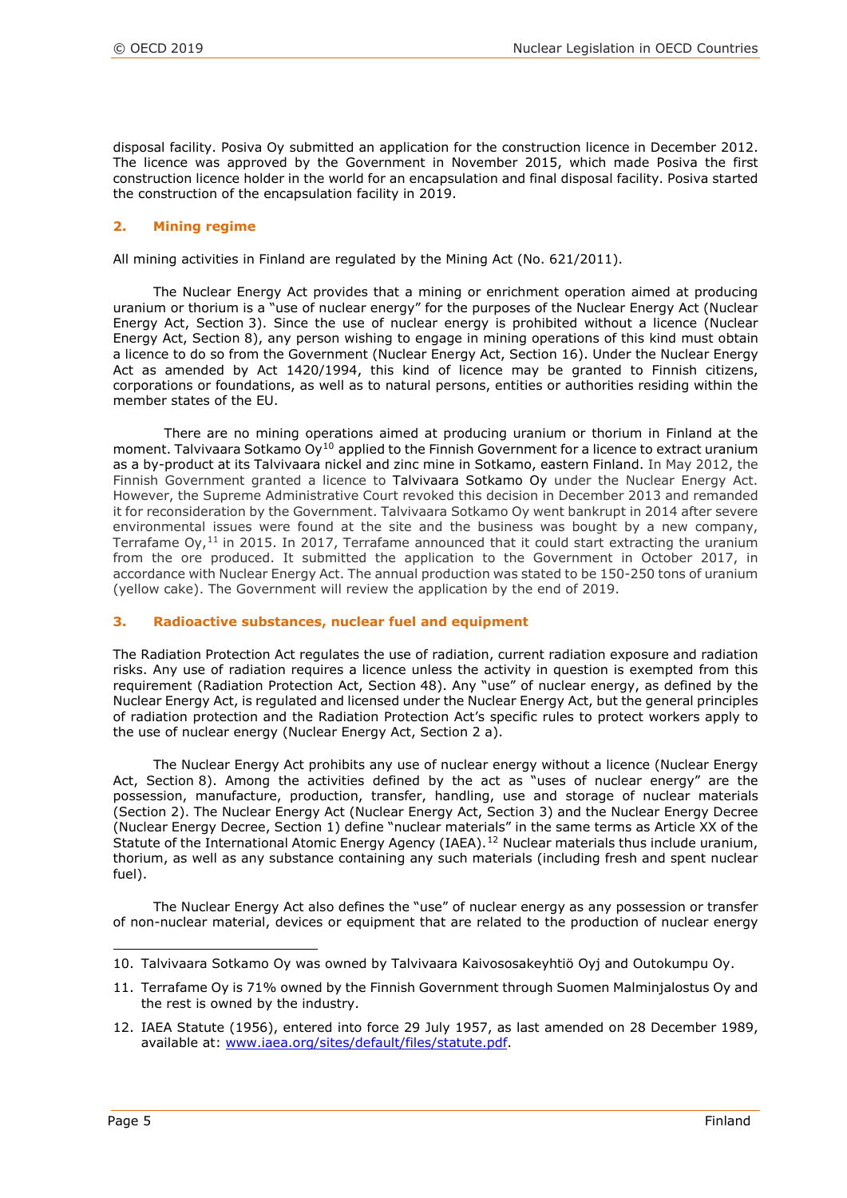disposal facility. Posiva Oy submitted an application for the construction licence in December 2012. The licence was approved by the Government in November 2015, which made Posiva the first construction licence holder in the world for an encapsulation and final disposal facility. Posiva started the construction of the encapsulation facility in 2019.

## 2. Mining regime

All mining activities in Finland are regulated by the Mining Act (No. 621/2011).

The Nuclear Energy Act provides that a mining or enrichment operation aimed at producing uranium or thorium is a "use of nuclear energy" for the purposes of the Nuclear Energy Act (Nuclear Energy Act, Section 3). Since the use of nuclear energy is prohibited without a licence (Nuclear Energy Act, Section 8), any person wishing to engage in mining operations of this kind must obtain a licence to do so from the Government (Nuclear Energy Act, Section 16). Under the Nuclear Energy Act as amended by Act 1420/1994, this kind of licence may be granted to Finnish citizens, corporations or foundations, as well as to natural persons, entities or authorities residing within the member states of the EU.

There are no mining operations aimed at producing uranium or thorium in Finland at the moment. Talvivaara Sotkamo Oy[10] applied to the Finnish Government for a licence to extract uranium as a by-product at its Talvivaara nickel and zinc mine in Sotkamo, eastern Finland. In May 2012, the Finnish Government granted a licence to Talvivaara Sotkamo Oy under the Nuclear Energy Act. However, the Supreme Administrative Court revoked this decision in December 2013 and remanded it for reconsideration by the Government. Talvivaara Sotkamo Oy went bankrupt in 2014 after severe environmental issues were found at the site and the business was bought by a new company, Terrafame Oy,[11] in 2015. In 2017, Terrafame announced that it could start extracting the uranium from the ore produced. It submitted the application to the Government in October 2017, in accordance with Nuclear Energy Act. The annual production was stated to be 150-250 tons of uranium (yellow cake). The Government will review the application by the end of 2019.

## 3. Radioactive substances, nuclear fuel and equipment

The Radiation Protection Act regulates the use of radiation, current radiation exposure and radiation risks. Any use of radiation requires a licence unless the activity in question is exempted from this requirement (Radiation Protection Act, Section 48). Any "use" of nuclear energy, as defined by the Nuclear Energy Act, is regulated and licensed under the Nuclear Energy Act, but the general principles of radiation protection and the Radiation Protection Act's specific rules to protect workers apply to the use of nuclear energy (Nuclear Energy Act, Section 2 a).

The Nuclear Energy Act prohibits any use of nuclear energy without a licence (Nuclear Energy Act, Section 8). Among the activities defined by the act as "uses of nuclear energy" are the possession, manufacture, production, transfer, handling, use and storage of nuclear materials (Section 2). The Nuclear Energy Act (Nuclear Energy Act, Section 3) and the Nuclear Energy Decree (Nuclear Energy Decree, Section 1) define "nuclear materials" in the same terms as Article XX of the Statute of the International Atomic Energy Agency (IAEA).[12] Nuclear materials thus include uranium, thorium, as well as any substance containing any such materials (including fresh and spent nuclear fuel).

The Nuclear Energy Act also defines the "use" of nuclear energy as any possession or transfer of non-nuclear material, devices or equipment that are related to the production of nuclear energy

---

10. Talvivaara Sotkamo Oy was owned by Talvivaara Kaivososakeyhtiö Oyj and Outokumpu Oy.

11. Terrafame Oy is 71% owned by the Finnish Government through Suomen Malminjalostus Oy and the rest is owned by the industry.

12. IAEA Statute (1956), entered into force 29 July 1957, as last amended on 28 December 1989, available at: www.iaea.org/sites/default/files/statute.pdf.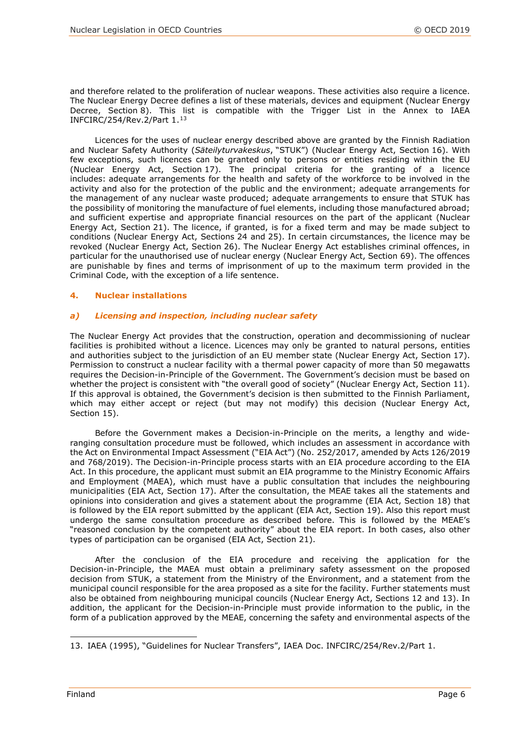and therefore related to the proliferation of nuclear weapons. These activities also require a licence. The Nuclear Energy Decree defines a list of these materials, devices and equipment (Nuclear Energy Decree, Section 8). This list is compatible with the Trigger List in the Annex to IAEA INFCIRC/254/Rev.2/Part 1.[13]

Licences for the uses of nuclear energy described above are granted by the Finnish Radiation and Nuclear Safety Authority (*Säteilyturvakeskus*, "STUK") (Nuclear Energy Act, Section 16). With few exceptions, such licences can be granted only to persons or entities residing within the EU (Nuclear Energy Act, Section 17). The principal criteria for the granting of a licence includes: adequate arrangements for the health and safety of the workforce to be involved in the activity and also for the protection of the public and the environment; adequate arrangements for the management of any nuclear waste produced; adequate arrangements to ensure that STUK has the possibility of monitoring the manufacture of fuel elements, including those manufactured abroad; and sufficient expertise and appropriate financial resources on the part of the applicant (Nuclear Energy Act, Section 21). The licence, if granted, is for a fixed term and may be made subject to conditions (Nuclear Energy Act, Sections 24 and 25). In certain circumstances, the licence may be revoked (Nuclear Energy Act, Section 26). The Nuclear Energy Act establishes criminal offences, in particular for the unauthorised use of nuclear energy (Nuclear Energy Act, Section 69). The offences are punishable by fines and terms of imprisonment of up to the maximum term provided in the Criminal Code, with the exception of a life sentence.

## 4. Nuclear installations

### *a) Licensing and inspection, including nuclear safety*

The Nuclear Energy Act provides that the construction, operation and decommissioning of nuclear facilities is prohibited without a licence. Licences may only be granted to natural persons, entities and authorities subject to the jurisdiction of an EU member state (Nuclear Energy Act, Section 17). Permission to construct a nuclear facility with a thermal power capacity of more than 50 megawatts requires the Decision-in-Principle of the Government. The Government's decision must be based on whether the project is consistent with "the overall good of society" (Nuclear Energy Act, Section 11). If this approval is obtained, the Government's decision is then submitted to the Finnish Parliament, which may either accept or reject (but may not modify) this decision (Nuclear Energy Act, Section 15).

Before the Government makes a Decision-in-Principle on the merits, a lengthy and wide-ranging consultation procedure must be followed, which includes an assessment in accordance with the Act on Environmental Impact Assessment ("EIA Act") (No. 252/2017, amended by Acts 126/2019 and 768/2019). The Decision-in-Principle process starts with an EIA procedure according to the EIA Act. In this procedure, the applicant must submit an EIA programme to the Ministry Economic Affairs and Employment (MAEA), which must have a public consultation that includes the neighbouring municipalities (EIA Act, Section 17). After the consultation, the MEAE takes all the statements and opinions into consideration and gives a statement about the programme (EIA Act, Section 18) that is followed by the EIA report submitted by the applicant (EIA Act, Section 19). Also this report must undergo the same consultation procedure as described before. This is followed by the MEAE's "reasoned conclusion by the competent authority" about the EIA report. In both cases, also other types of participation can be organised (EIA Act, Section 21).

After the conclusion of the EIA procedure and receiving the application for the Decision-in-Principle, the MAEA must obtain a preliminary safety assessment on the proposed decision from STUK, a statement from the Ministry of the Environment, and a statement from the municipal council responsible for the area proposed as a site for the facility. Further statements must also be obtained from neighbouring municipal councils (Nuclear Energy Act, Sections 12 and 13). In addition, the applicant for the Decision-in-Principle must provide information to the public, in the form of a publication approved by the MEAE, concerning the safety and environmental aspects of the

13. IAEA (1995), "Guidelines for Nuclear Transfers", IAEA Doc. INFCIRC/254/Rev.2/Part 1.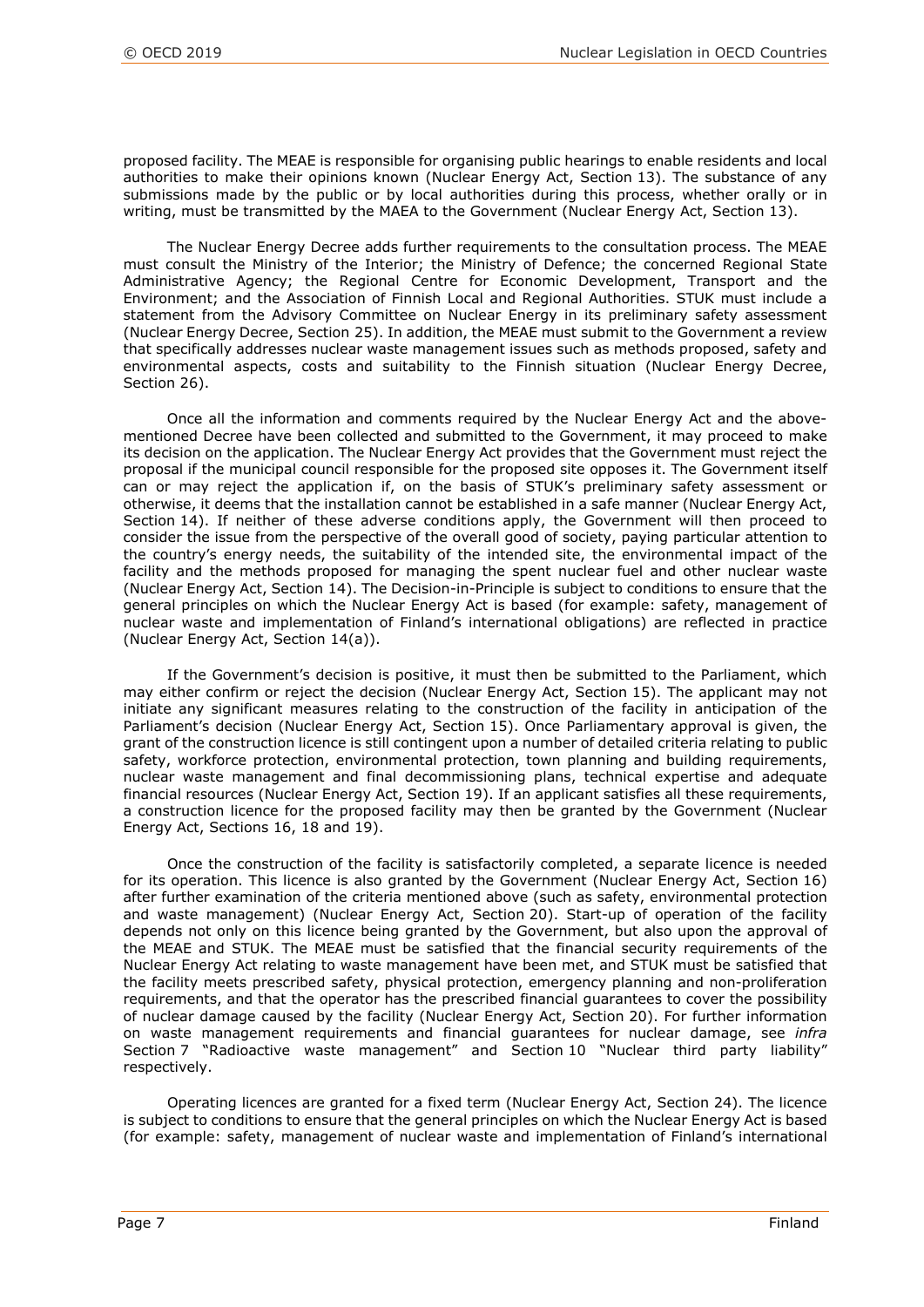proposed facility. The MEAE is responsible for organising public hearings to enable residents and local authorities to make their opinions known (Nuclear Energy Act, Section 13). The substance of any submissions made by the public or by local authorities during this process, whether orally or in writing, must be transmitted by the MAEA to the Government (Nuclear Energy Act, Section 13).

The Nuclear Energy Decree adds further requirements to the consultation process. The MEAE must consult the Ministry of the Interior; the Ministry of Defence; the concerned Regional State Administrative Agency; the Regional Centre for Economic Development, Transport and the Environment; and the Association of Finnish Local and Regional Authorities. STUK must include a statement from the Advisory Committee on Nuclear Energy in its preliminary safety assessment (Nuclear Energy Decree, Section 25). In addition, the MEAE must submit to the Government a review that specifically addresses nuclear waste management issues such as methods proposed, safety and environmental aspects, costs and suitability to the Finnish situation (Nuclear Energy Decree, Section 26).

Once all the information and comments required by the Nuclear Energy Act and the above-mentioned Decree have been collected and submitted to the Government, it may proceed to make its decision on the application. The Nuclear Energy Act provides that the Government must reject the proposal if the municipal council responsible for the proposed site opposes it. The Government itself can or may reject the application if, on the basis of STUK's preliminary safety assessment or otherwise, it deems that the installation cannot be established in a safe manner (Nuclear Energy Act, Section 14). If neither of these adverse conditions apply, the Government will then proceed to consider the issue from the perspective of the overall good of society, paying particular attention to the country's energy needs, the suitability of the intended site, the environmental impact of the facility and the methods proposed for managing the spent nuclear fuel and other nuclear waste (Nuclear Energy Act, Section 14). The Decision-in-Principle is subject to conditions to ensure that the general principles on which the Nuclear Energy Act is based (for example: safety, management of nuclear waste and implementation of Finland's international obligations) are reflected in practice (Nuclear Energy Act, Section 14(a)).

If the Government's decision is positive, it must then be submitted to the Parliament, which may either confirm or reject the decision (Nuclear Energy Act, Section 15). The applicant may not initiate any significant measures relating to the construction of the facility in anticipation of the Parliament's decision (Nuclear Energy Act, Section 15). Once Parliamentary approval is given, the grant of the construction licence is still contingent upon a number of detailed criteria relating to public safety, workforce protection, environmental protection, town planning and building requirements, nuclear waste management and final decommissioning plans, technical expertise and adequate financial resources (Nuclear Energy Act, Section 19). If an applicant satisfies all these requirements, a construction licence for the proposed facility may then be granted by the Government (Nuclear Energy Act, Sections 16, 18 and 19).

Once the construction of the facility is satisfactorily completed, a separate licence is needed for its operation. This licence is also granted by the Government (Nuclear Energy Act, Section 16) after further examination of the criteria mentioned above (such as safety, environmental protection and waste management) (Nuclear Energy Act, Section 20). Start-up of operation of the facility depends not only on this licence being granted by the Government, but also upon the approval of the MEAE and STUK. The MEAE must be satisfied that the financial security requirements of the Nuclear Energy Act relating to waste management have been met, and STUK must be satisfied that the facility meets prescribed safety, physical protection, emergency planning and non-proliferation requirements, and that the operator has the prescribed financial guarantees to cover the possibility of nuclear damage caused by the facility (Nuclear Energy Act, Section 20). For further information on waste management requirements and financial guarantees for nuclear damage, see *infra* Section 7 "Radioactive waste management" and Section 10 "Nuclear third party liability" respectively.

Operating licences are granted for a fixed term (Nuclear Energy Act, Section 24). The licence is subject to conditions to ensure that the general principles on which the Nuclear Energy Act is based (for example: safety, management of nuclear waste and implementation of Finland's international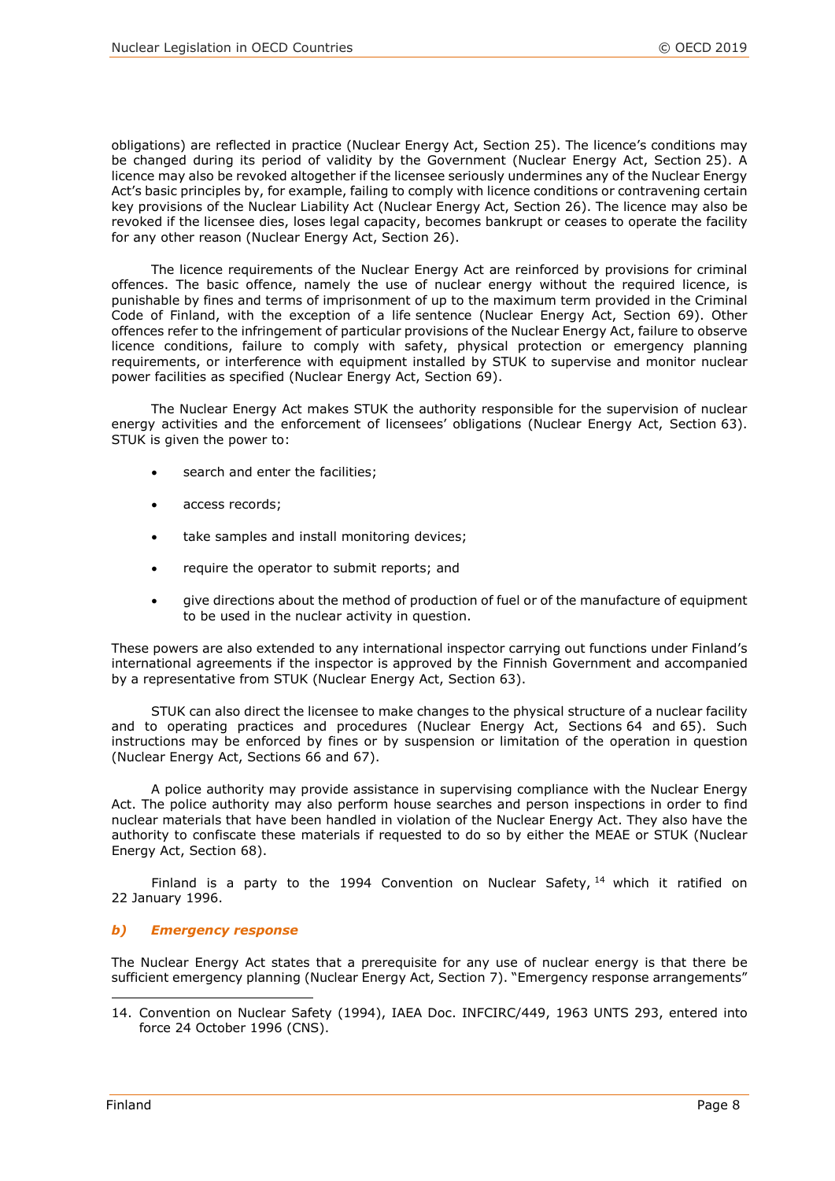obligations) are reflected in practice (Nuclear Energy Act, Section 25). The licence's conditions may be changed during its period of validity by the Government (Nuclear Energy Act, Section 25). A licence may also be revoked altogether if the licensee seriously undermines any of the Nuclear Energy Act's basic principles by, for example, failing to comply with licence conditions or contravening certain key provisions of the Nuclear Liability Act (Nuclear Energy Act, Section 26). The licence may also be revoked if the licensee dies, loses legal capacity, becomes bankrupt or ceases to operate the facility for any other reason (Nuclear Energy Act, Section 26).

The licence requirements of the Nuclear Energy Act are reinforced by provisions for criminal offences. The basic offence, namely the use of nuclear energy without the required licence, is punishable by fines and terms of imprisonment of up to the maximum term provided in the Criminal Code of Finland, with the exception of a life sentence (Nuclear Energy Act, Section 69). Other offences refer to the infringement of particular provisions of the Nuclear Energy Act, failure to observe licence conditions, failure to comply with safety, physical protection or emergency planning requirements, or interference with equipment installed by STUK to supervise and monitor nuclear power facilities as specified (Nuclear Energy Act, Section 69).

The Nuclear Energy Act makes STUK the authority responsible for the supervision of nuclear energy activities and the enforcement of licensees' obligations (Nuclear Energy Act, Section 63). STUK is given the power to:

- search and enter the facilities;
- access records;
- take samples and install monitoring devices;
- require the operator to submit reports; and
- give directions about the method of production of fuel or of the manufacture of equipment to be used in the nuclear activity in question.

These powers are also extended to any international inspector carrying out functions under Finland's international agreements if the inspector is approved by the Finnish Government and accompanied by a representative from STUK (Nuclear Energy Act, Section 63).

STUK can also direct the licensee to make changes to the physical structure of a nuclear facility and to operating practices and procedures (Nuclear Energy Act, Sections 64 and 65). Such instructions may be enforced by fines or by suspension or limitation of the operation in question (Nuclear Energy Act, Sections 66 and 67).

A police authority may provide assistance in supervising compliance with the Nuclear Energy Act. The police authority may also perform house searches and person inspections in order to find nuclear materials that have been handled in violation of the Nuclear Energy Act. They also have the authority to confiscate these materials if requested to do so by either the MEAE or STUK (Nuclear Energy Act, Section 68).

Finland is a party to the 1994 Convention on Nuclear Safety,[14] which it ratified on 22 January 1996.

### *b) Emergency response*

The Nuclear Energy Act states that a prerequisite for any use of nuclear energy is that there be sufficient emergency planning (Nuclear Energy Act, Section 7). "Emergency response arrangements"

---

14. Convention on Nuclear Safety (1994), IAEA Doc. INFCIRC/449, 1963 UNTS 293, entered into force 24 October 1996 (CNS).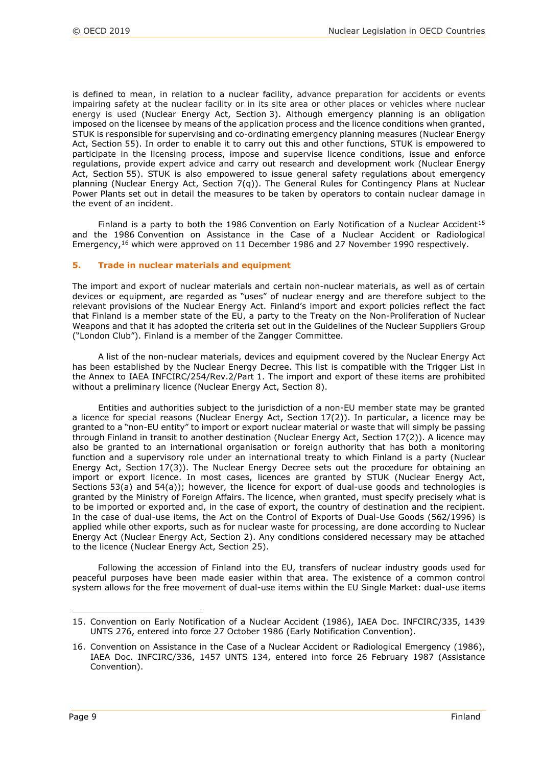is defined to mean, in relation to a nuclear facility, advance preparation for accidents or events impairing safety at the nuclear facility or in its site area or other places or vehicles where nuclear energy is used (Nuclear Energy Act, Section 3). Although emergency planning is an obligation imposed on the licensee by means of the application process and the licence conditions when granted, STUK is responsible for supervising and co-ordinating emergency planning measures (Nuclear Energy Act, Section 55). In order to enable it to carry out this and other functions, STUK is empowered to participate in the licensing process, impose and supervise licence conditions, issue and enforce regulations, provide expert advice and carry out research and development work (Nuclear Energy Act, Section 55). STUK is also empowered to issue general safety regulations about emergency planning (Nuclear Energy Act, Section 7(q)). The General Rules for Contingency Plans at Nuclear Power Plants set out in detail the measures to be taken by operators to contain nuclear damage in the event of an incident.

Finland is a party to both the 1986 Convention on Early Notification of a Nuclear Accident[15] and the 1986 Convention on Assistance in the Case of a Nuclear Accident or Radiological Emergency,[16] which were approved on 11 December 1986 and 27 November 1990 respectively.

## 5. Trade in nuclear materials and equipment

The import and export of nuclear materials and certain non-nuclear materials, as well as of certain devices or equipment, are regarded as "uses" of nuclear energy and are therefore subject to the relevant provisions of the Nuclear Energy Act. Finland's import and export policies reflect the fact that Finland is a member state of the EU, a party to the Treaty on the Non-Proliferation of Nuclear Weapons and that it has adopted the criteria set out in the Guidelines of the Nuclear Suppliers Group ("London Club"). Finland is a member of the Zangger Committee.

A list of the non-nuclear materials, devices and equipment covered by the Nuclear Energy Act has been established by the Nuclear Energy Decree. This list is compatible with the Trigger List in the Annex to IAEA INFCIRC/254/Rev.2/Part 1. The import and export of these items are prohibited without a preliminary licence (Nuclear Energy Act, Section 8).

Entities and authorities subject to the jurisdiction of a non-EU member state may be granted a licence for special reasons (Nuclear Energy Act, Section 17(2)). In particular, a licence may be granted to a "non-EU entity" to import or export nuclear material or waste that will simply be passing through Finland in transit to another destination (Nuclear Energy Act, Section 17(2)). A licence may also be granted to an international organisation or foreign authority that has both a monitoring function and a supervisory role under an international treaty to which Finland is a party (Nuclear Energy Act, Section 17(3)). The Nuclear Energy Decree sets out the procedure for obtaining an import or export licence. In most cases, licences are granted by STUK (Nuclear Energy Act, Sections 53(a) and 54(a)); however, the licence for export of dual-use goods and technologies is granted by the Ministry of Foreign Affairs. The licence, when granted, must specify precisely what is to be imported or exported and, in the case of export, the country of destination and the recipient. In the case of dual-use items, the Act on the Control of Exports of Dual-Use Goods (562/1996) is applied while other exports, such as for nuclear waste for processing, are done according to Nuclear Energy Act (Nuclear Energy Act, Section 2). Any conditions considered necessary may be attached to the licence (Nuclear Energy Act, Section 25).

Following the accession of Finland into the EU, transfers of nuclear industry goods used for peaceful purposes have been made easier within that area. The existence of a common control system allows for the free movement of dual-use items within the EU Single Market: dual-use items

---

15. Convention on Early Notification of a Nuclear Accident (1986), IAEA Doc. INFCIRC/335, 1439 UNTS 276, entered into force 27 October 1986 (Early Notification Convention).

16. Convention on Assistance in the Case of a Nuclear Accident or Radiological Emergency (1986), IAEA Doc. INFCIRC/336, 1457 UNTS 134, entered into force 26 February 1987 (Assistance Convention).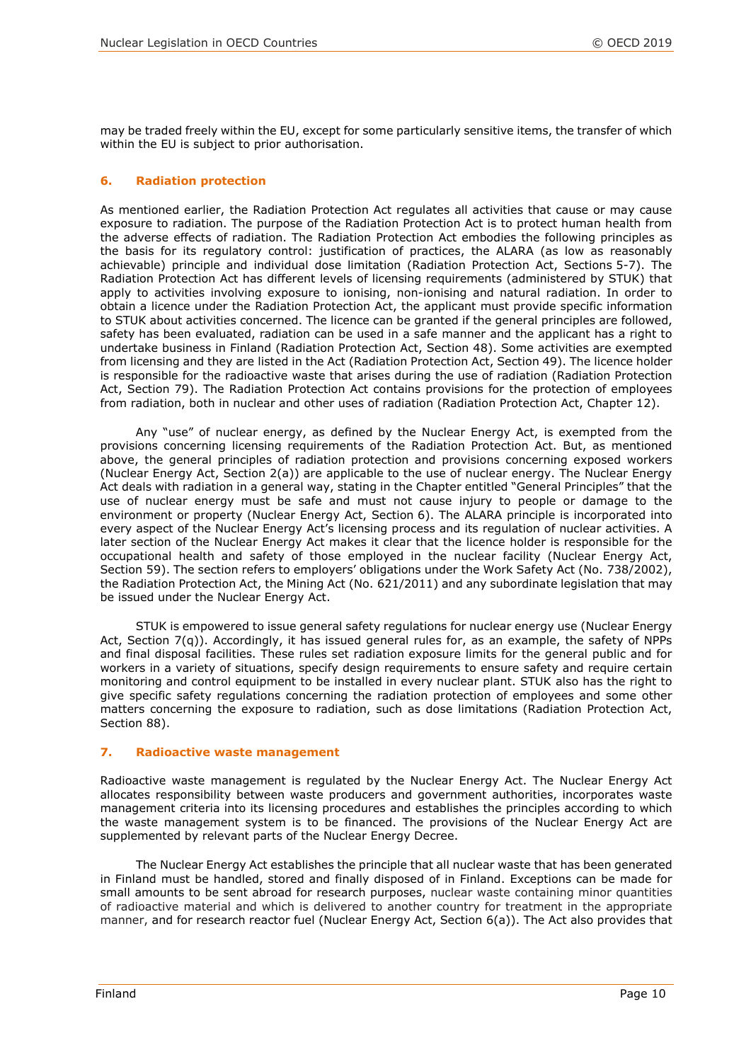may be traded freely within the EU, except for some particularly sensitive items, the transfer of which within the EU is subject to prior authorisation.

## 6. Radiation protection

As mentioned earlier, the Radiation Protection Act regulates all activities that cause or may cause exposure to radiation. The purpose of the Radiation Protection Act is to protect human health from the adverse effects of radiation. The Radiation Protection Act embodies the following principles as the basis for its regulatory control: justification of practices, the ALARA (as low as reasonably achievable) principle and individual dose limitation (Radiation Protection Act, Sections 5-7). The Radiation Protection Act has different levels of licensing requirements (administered by STUK) that apply to activities involving exposure to ionising, non-ionising and natural radiation. In order to obtain a licence under the Radiation Protection Act, the applicant must provide specific information to STUK about activities concerned. The licence can be granted if the general principles are followed, safety has been evaluated, radiation can be used in a safe manner and the applicant has a right to undertake business in Finland (Radiation Protection Act, Section 48). Some activities are exempted from licensing and they are listed in the Act (Radiation Protection Act, Section 49). The licence holder is responsible for the radioactive waste that arises during the use of radiation (Radiation Protection Act, Section 79). The Radiation Protection Act contains provisions for the protection of employees from radiation, both in nuclear and other uses of radiation (Radiation Protection Act, Chapter 12).

Any "use" of nuclear energy, as defined by the Nuclear Energy Act, is exempted from the provisions concerning licensing requirements of the Radiation Protection Act. But, as mentioned above, the general principles of radiation protection and provisions concerning exposed workers (Nuclear Energy Act, Section 2(a)) are applicable to the use of nuclear energy. The Nuclear Energy Act deals with radiation in a general way, stating in the Chapter entitled "General Principles" that the use of nuclear energy must be safe and must not cause injury to people or damage to the environment or property (Nuclear Energy Act, Section 6). The ALARA principle is incorporated into every aspect of the Nuclear Energy Act's licensing process and its regulation of nuclear activities. A later section of the Nuclear Energy Act makes it clear that the licence holder is responsible for the occupational health and safety of those employed in the nuclear facility (Nuclear Energy Act, Section 59). The section refers to employers' obligations under the Work Safety Act (No. 738/2002), the Radiation Protection Act, the Mining Act (No. 621/2011) and any subordinate legislation that may be issued under the Nuclear Energy Act.

STUK is empowered to issue general safety regulations for nuclear energy use (Nuclear Energy Act, Section 7(q)). Accordingly, it has issued general rules for, as an example, the safety of NPPs and final disposal facilities. These rules set radiation exposure limits for the general public and for workers in a variety of situations, specify design requirements to ensure safety and require certain monitoring and control equipment to be installed in every nuclear plant. STUK also has the right to give specific safety regulations concerning the radiation protection of employees and some other matters concerning the exposure to radiation, such as dose limitations (Radiation Protection Act, Section 88).

## 7. Radioactive waste management

Radioactive waste management is regulated by the Nuclear Energy Act. The Nuclear Energy Act allocates responsibility between waste producers and government authorities, incorporates waste management criteria into its licensing procedures and establishes the principles according to which the waste management system is to be financed. The provisions of the Nuclear Energy Act are supplemented by relevant parts of the Nuclear Energy Decree.

The Nuclear Energy Act establishes the principle that all nuclear waste that has been generated in Finland must be handled, stored and finally disposed of in Finland. Exceptions can be made for small amounts to be sent abroad for research purposes, nuclear waste containing minor quantities of radioactive material and which is delivered to another country for treatment in the appropriate manner, and for research reactor fuel (Nuclear Energy Act, Section 6(a)). The Act also provides that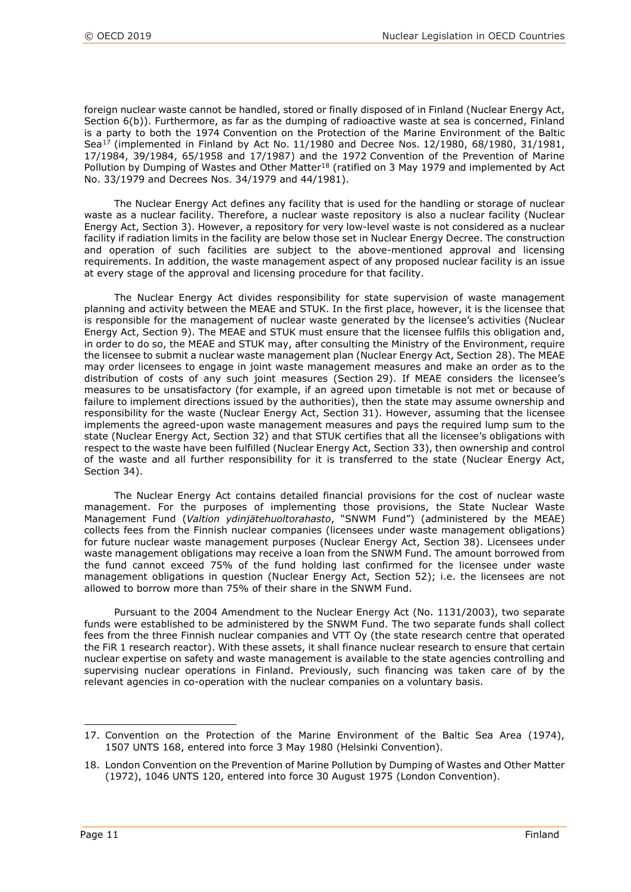foreign nuclear waste cannot be handled, stored or finally disposed of in Finland (Nuclear Energy Act, Section 6(b)). Furthermore, as far as the dumping of radioactive waste at sea is concerned, Finland is a party to both the 1974 Convention on the Protection of the Marine Environment of the Baltic Sea[17] (implemented in Finland by Act No. 11/1980 and Decree Nos. 12/1980, 68/1980, 31/1981, 17/1984, 39/1984, 65/1958 and 17/1987) and the 1972 Convention of the Prevention of Marine Pollution by Dumping of Wastes and Other Matter[18] (ratified on 3 May 1979 and implemented by Act No. 33/1979 and Decrees Nos. 34/1979 and 44/1981).

The Nuclear Energy Act defines any facility that is used for the handling or storage of nuclear waste as a nuclear facility. Therefore, a nuclear waste repository is also a nuclear facility (Nuclear Energy Act, Section 3). However, a repository for very low-level waste is not considered as a nuclear facility if radiation limits in the facility are below those set in Nuclear Energy Decree. The construction and operation of such facilities are subject to the above-mentioned approval and licensing requirements. In addition, the waste management aspect of any proposed nuclear facility is an issue at every stage of the approval and licensing procedure for that facility.

The Nuclear Energy Act divides responsibility for state supervision of waste management planning and activity between the MEAE and STUK. In the first place, however, it is the licensee that is responsible for the management of nuclear waste generated by the licensee's activities (Nuclear Energy Act, Section 9). The MEAE and STUK must ensure that the licensee fulfils this obligation and, in order to do so, the MEAE and STUK may, after consulting the Ministry of the Environment, require the licensee to submit a nuclear waste management plan (Nuclear Energy Act, Section 28). The MEAE may order licensees to engage in joint waste management measures and make an order as to the distribution of costs of any such joint measures (Section 29). If MEAE considers the licensee's measures to be unsatisfactory (for example, if an agreed upon timetable is not met or because of failure to implement directions issued by the authorities), then the state may assume ownership and responsibility for the waste (Nuclear Energy Act, Section 31). However, assuming that the licensee implements the agreed-upon waste management measures and pays the required lump sum to the state (Nuclear Energy Act, Section 32) and that STUK certifies that all the licensee's obligations with respect to the waste have been fulfilled (Nuclear Energy Act, Section 33), then ownership and control of the waste and all further responsibility for it is transferred to the state (Nuclear Energy Act, Section 34).

The Nuclear Energy Act contains detailed financial provisions for the cost of nuclear waste management. For the purposes of implementing those provisions, the State Nuclear Waste Management Fund (*Valtion ydinjätehuoltorahasto*, "SNWM Fund") (administered by the MEAE) collects fees from the Finnish nuclear companies (licensees under waste management obligations) for future nuclear waste management purposes (Nuclear Energy Act, Section 38). Licensees under waste management obligations may receive a loan from the SNWM Fund. The amount borrowed from the fund cannot exceed 75% of the fund holding last confirmed for the licensee under waste management obligations in question (Nuclear Energy Act, Section 52); i.e. the licensees are not allowed to borrow more than 75% of their share in the SNWM Fund.

Pursuant to the 2004 Amendment to the Nuclear Energy Act (No. 1131/2003), two separate funds were established to be administered by the SNWM Fund. The two separate funds shall collect fees from the three Finnish nuclear companies and VTT Oy (the state research centre that operated the FiR 1 research reactor). With these assets, it shall finance nuclear research to ensure that certain nuclear expertise on safety and waste management is available to the state agencies controlling and supervising nuclear operations in Finland. Previously, such financing was taken care of by the relevant agencies in co-operation with the nuclear companies on a voluntary basis.

17. Convention on the Protection of the Marine Environment of the Baltic Sea Area (1974), 1507 UNTS 168, entered into force 3 May 1980 (Helsinki Convention).

18. London Convention on the Prevention of Marine Pollution by Dumping of Wastes and Other Matter (1972), 1046 UNTS 120, entered into force 30 August 1975 (London Convention).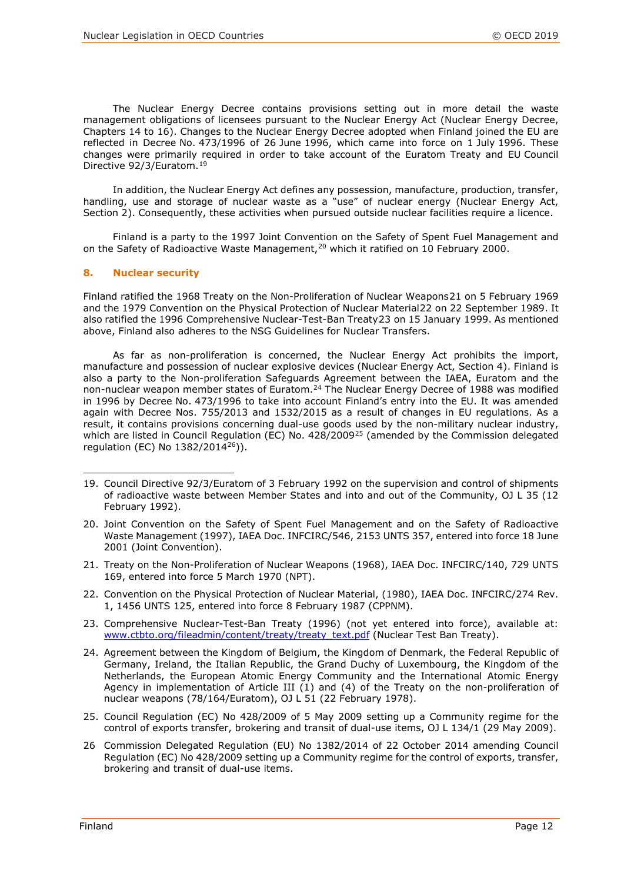The Nuclear Energy Decree contains provisions setting out in more detail the waste management obligations of licensees pursuant to the Nuclear Energy Act (Nuclear Energy Decree, Chapters 14 to 16). Changes to the Nuclear Energy Decree adopted when Finland joined the EU are reflected in Decree No. 473/1996 of 26 June 1996, which came into force on 1 July 1996. These changes were primarily required in order to take account of the Euratom Treaty and EU Council Directive 92/3/Euratom.[19]

In addition, the Nuclear Energy Act defines any possession, manufacture, production, transfer, handling, use and storage of nuclear waste as a "use" of nuclear energy (Nuclear Energy Act, Section 2). Consequently, these activities when pursued outside nuclear facilities require a licence.

Finland is a party to the 1997 Joint Convention on the Safety of Spent Fuel Management and on the Safety of Radioactive Waste Management,[20] which it ratified on 10 February 2000.

## 8. Nuclear security

Finland ratified the 1968 Treaty on the Non-Proliferation of Nuclear Weapons[21] on 5 February 1969 and the 1979 Convention on the Physical Protection of Nuclear Material[22] on 22 September 1989. It also ratified the 1996 Comprehensive Nuclear-Test-Ban Treaty[23] on 15 January 1999. As mentioned above, Finland also adheres to the NSG Guidelines for Nuclear Transfers.

As far as non-proliferation is concerned, the Nuclear Energy Act prohibits the import, manufacture and possession of nuclear explosive devices (Nuclear Energy Act, Section 4). Finland is also a party to the Non-proliferation Safeguards Agreement between the IAEA, Euratom and the non-nuclear weapon member states of Euratom.[24] The Nuclear Energy Decree of 1988 was modified in 1996 by Decree No. 473/1996 to take into account Finland's entry into the EU. It was amended again with Decree Nos. 755/2013 and 1532/2015 as a result of changes in EU regulations. As a result, it contains provisions concerning dual-use goods used by the non-military nuclear industry, which are listed in Council Regulation (EC) No. 428/2009[25] (amended by the Commission delegated regulation (EC) No 1382/2014[26])).

---

19. Council Directive 92/3/Euratom of 3 February 1992 on the supervision and control of shipments of radioactive waste between Member States and into and out of the Community, OJ L 35 (12 February 1992).
20. Joint Convention on the Safety of Spent Fuel Management and on the Safety of Radioactive Waste Management (1997), IAEA Doc. INFCIRC/546, 2153 UNTS 357, entered into force 18 June 2001 (Joint Convention).
21. Treaty on the Non-Proliferation of Nuclear Weapons (1968), IAEA Doc. INFCIRC/140, 729 UNTS 169, entered into force 5 March 1970 (NPT).
22. Convention on the Physical Protection of Nuclear Material, (1980), IAEA Doc. INFCIRC/274 Rev. 1, 1456 UNTS 125, entered into force 8 February 1987 (CPPNM).
23. Comprehensive Nuclear-Test-Ban Treaty (1996) (not yet entered into force), available at: www.ctbto.org/fileadmin/content/treaty/treaty_text.pdf (Nuclear Test Ban Treaty).
24. Agreement between the Kingdom of Belgium, the Kingdom of Denmark, the Federal Republic of Germany, Ireland, the Italian Republic, the Grand Duchy of Luxembourg, the Kingdom of the Netherlands, the European Atomic Energy Community and the International Atomic Energy Agency in implementation of Article III (1) and (4) of the Treaty on the non-proliferation of nuclear weapons (78/164/Euratom), OJ L 51 (22 February 1978).
25. Council Regulation (EC) No 428/2009 of 5 May 2009 setting up a Community regime for the control of exports transfer, brokering and transit of dual-use items, OJ L 134/1 (29 May 2009).
26. Commission Delegated Regulation (EU) No 1382/2014 of 22 October 2014 amending Council Regulation (EC) No 428/2009 setting up a Community regime for the control of exports, transfer, brokering and transit of dual-use items.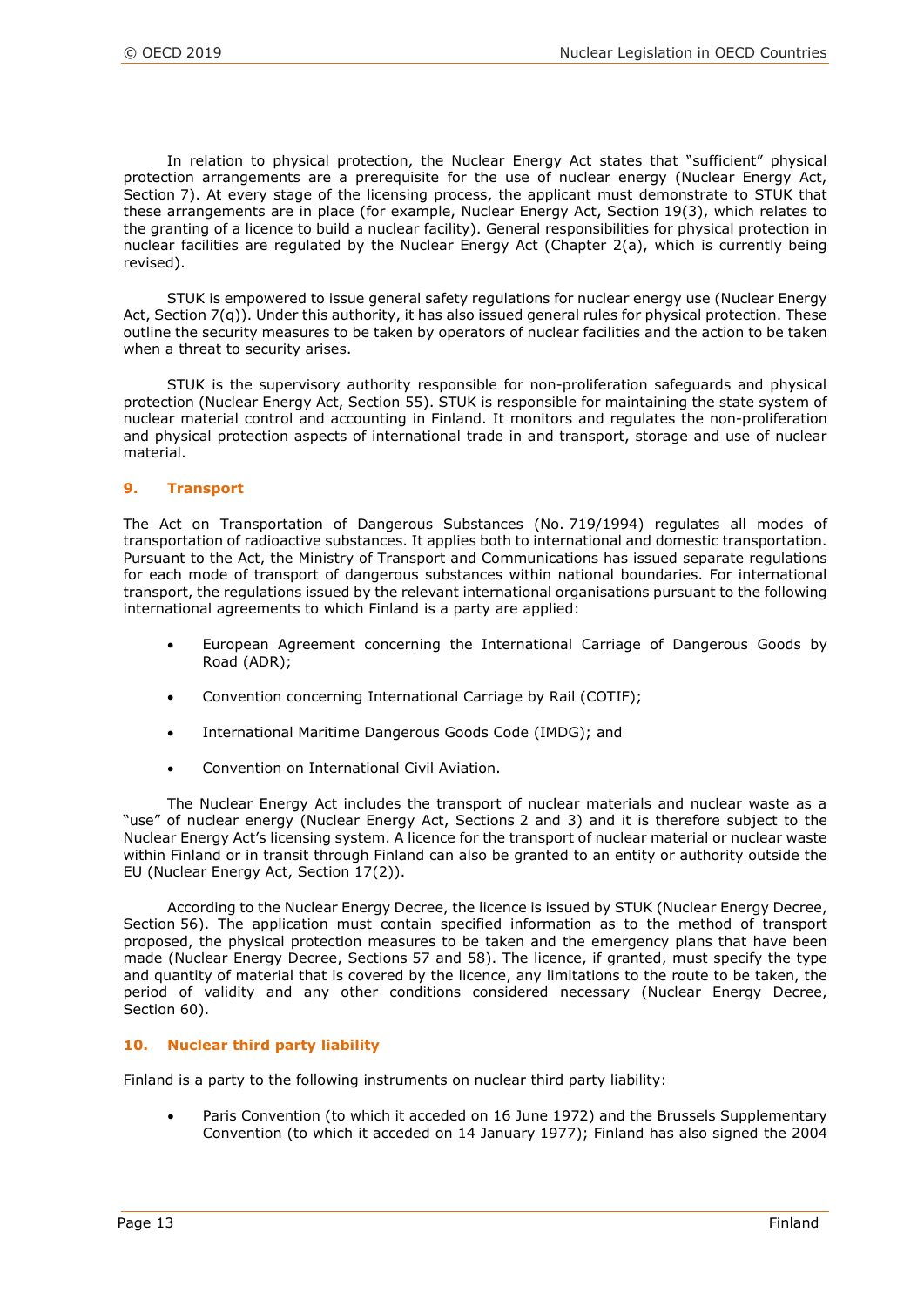In relation to physical protection, the Nuclear Energy Act states that "sufficient" physical protection arrangements are a prerequisite for the use of nuclear energy (Nuclear Energy Act, Section 7). At every stage of the licensing process, the applicant must demonstrate to STUK that these arrangements are in place (for example, Nuclear Energy Act, Section 19(3), which relates to the granting of a licence to build a nuclear facility). General responsibilities for physical protection in nuclear facilities are regulated by the Nuclear Energy Act (Chapter 2(a), which is currently being revised).

STUK is empowered to issue general safety regulations for nuclear energy use (Nuclear Energy Act, Section 7(q)). Under this authority, it has also issued general rules for physical protection. These outline the security measures to be taken by operators of nuclear facilities and the action to be taken when a threat to security arises.

STUK is the supervisory authority responsible for non-proliferation safeguards and physical protection (Nuclear Energy Act, Section 55). STUK is responsible for maintaining the state system of nuclear material control and accounting in Finland. It monitors and regulates the non-proliferation and physical protection aspects of international trade in and transport, storage and use of nuclear material.

## 9. Transport

The Act on Transportation of Dangerous Substances (No. 719/1994) regulates all modes of transportation of radioactive substances. It applies both to international and domestic transportation. Pursuant to the Act, the Ministry of Transport and Communications has issued separate regulations for each mode of transport of dangerous substances within national boundaries. For international transport, the regulations issued by the relevant international organisations pursuant to the following international agreements to which Finland is a party are applied:

- European Agreement concerning the International Carriage of Dangerous Goods by Road (ADR);
- Convention concerning International Carriage by Rail (COTIF);
- International Maritime Dangerous Goods Code (IMDG); and
- Convention on International Civil Aviation.

The Nuclear Energy Act includes the transport of nuclear materials and nuclear waste as a "use" of nuclear energy (Nuclear Energy Act, Sections 2 and 3) and it is therefore subject to the Nuclear Energy Act's licensing system. A licence for the transport of nuclear material or nuclear waste within Finland or in transit through Finland can also be granted to an entity or authority outside the EU (Nuclear Energy Act, Section 17(2)).

According to the Nuclear Energy Decree, the licence is issued by STUK (Nuclear Energy Decree, Section 56). The application must contain specified information as to the method of transport proposed, the physical protection measures to be taken and the emergency plans that have been made (Nuclear Energy Decree, Sections 57 and 58). The licence, if granted, must specify the type and quantity of material that is covered by the licence, any limitations to the route to be taken, the period of validity and any other conditions considered necessary (Nuclear Energy Decree, Section 60).

## 10. Nuclear third party liability

Finland is a party to the following instruments on nuclear third party liability:

- Paris Convention (to which it acceded on 16 June 1972) and the Brussels Supplementary Convention (to which it acceded on 14 January 1977); Finland has also signed the 2004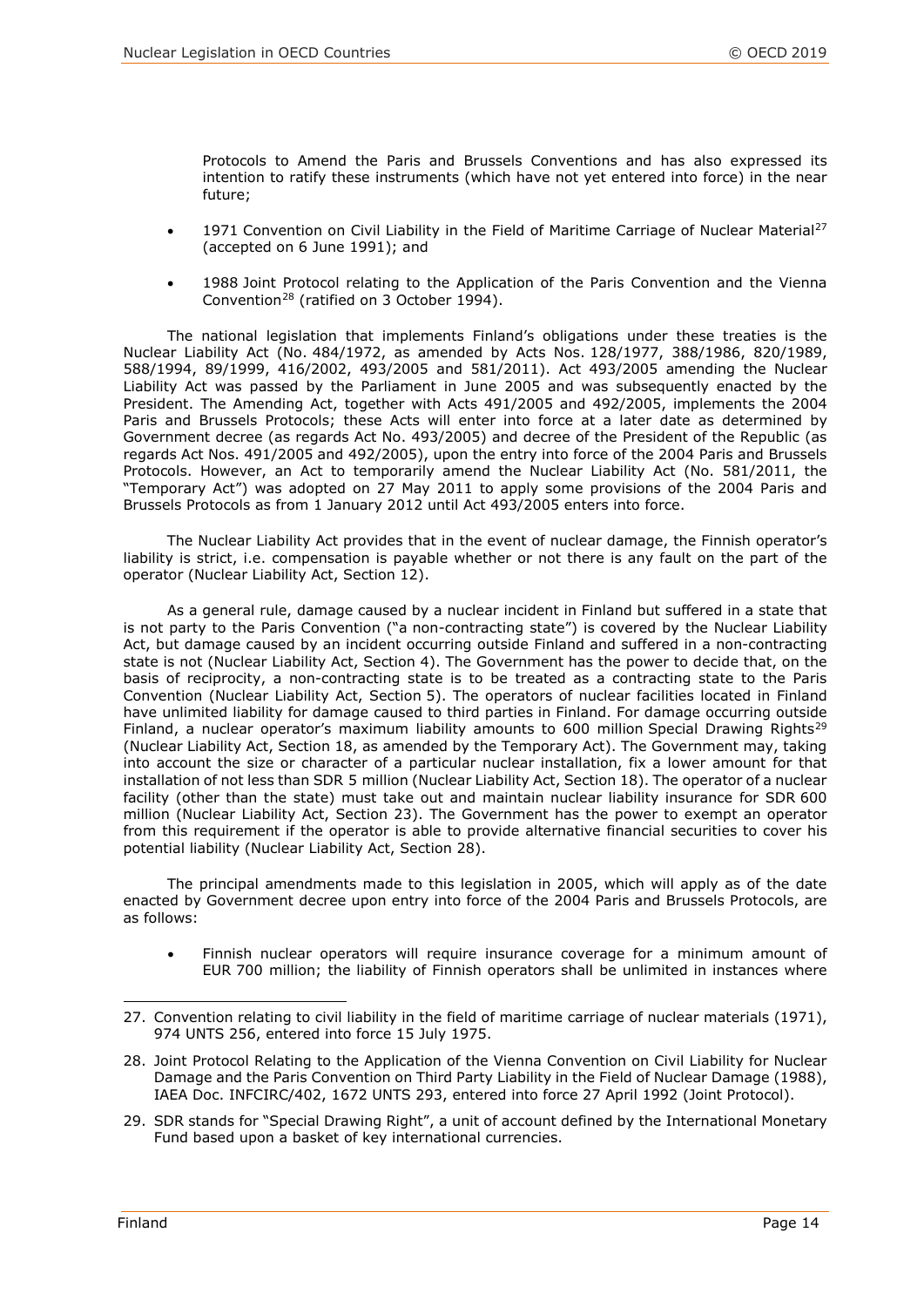Protocols to Amend the Paris and Brussels Conventions and has also expressed its intention to ratify these instruments (which have not yet entered into force) in the near future;

- 1971 Convention on Civil Liability in the Field of Maritime Carriage of Nuclear Material[27] (accepted on 6 June 1991); and
- 1988 Joint Protocol relating to the Application of the Paris Convention and the Vienna Convention[28] (ratified on 3 October 1994).

The national legislation that implements Finland's obligations under these treaties is the Nuclear Liability Act (No. 484/1972, as amended by Acts Nos. 128/1977, 388/1986, 820/1989, 588/1994, 89/1999, 416/2002, 493/2005 and 581/2011). Act 493/2005 amending the Nuclear Liability Act was passed by the Parliament in June 2005 and was subsequently enacted by the President. The Amending Act, together with Acts 491/2005 and 492/2005, implements the 2004 Paris and Brussels Protocols; these Acts will enter into force at a later date as determined by Government decree (as regards Act No. 493/2005) and decree of the President of the Republic (as regards Act Nos. 491/2005 and 492/2005), upon the entry into force of the 2004 Paris and Brussels Protocols. However, an Act to temporarily amend the Nuclear Liability Act (No. 581/2011, the "Temporary Act") was adopted on 27 May 2011 to apply some provisions of the 2004 Paris and Brussels Protocols as from 1 January 2012 until Act 493/2005 enters into force.

The Nuclear Liability Act provides that in the event of nuclear damage, the Finnish operator's liability is strict, i.e. compensation is payable whether or not there is any fault on the part of the operator (Nuclear Liability Act, Section 12).

As a general rule, damage caused by a nuclear incident in Finland but suffered in a state that is not party to the Paris Convention ("a non-contracting state") is covered by the Nuclear Liability Act, but damage caused by an incident occurring outside Finland and suffered in a non-contracting state is not (Nuclear Liability Act, Section 4). The Government has the power to decide that, on the basis of reciprocity, a non-contracting state is to be treated as a contracting state to the Paris Convention (Nuclear Liability Act, Section 5). The operators of nuclear facilities located in Finland have unlimited liability for damage caused to third parties in Finland. For damage occurring outside Finland, a nuclear operator's maximum liability amounts to 600 million Special Drawing Rights[29] (Nuclear Liability Act, Section 18, as amended by the Temporary Act). The Government may, taking into account the size or character of a particular nuclear installation, fix a lower amount for that installation of not less than SDR 5 million (Nuclear Liability Act, Section 18). The operator of a nuclear facility (other than the state) must take out and maintain nuclear liability insurance for SDR 600 million (Nuclear Liability Act, Section 23). The Government has the power to exempt an operator from this requirement if the operator is able to provide alternative financial securities to cover his potential liability (Nuclear Liability Act, Section 28).

The principal amendments made to this legislation in 2005, which will apply as of the date enacted by Government decree upon entry into force of the 2004 Paris and Brussels Protocols, are as follows:

- Finnish nuclear operators will require insurance coverage for a minimum amount of EUR 700 million; the liability of Finnish operators shall be unlimited in instances where

---

27. Convention relating to civil liability in the field of maritime carriage of nuclear materials (1971), 974 UNTS 256, entered into force 15 July 1975.

28. Joint Protocol Relating to the Application of the Vienna Convention on Civil Liability for Nuclear Damage and the Paris Convention on Third Party Liability in the Field of Nuclear Damage (1988), IAEA Doc. INFCIRC/402, 1672 UNTS 293, entered into force 27 April 1992 (Joint Protocol).

29. SDR stands for "Special Drawing Right", a unit of account defined by the International Monetary Fund based upon a basket of key international currencies.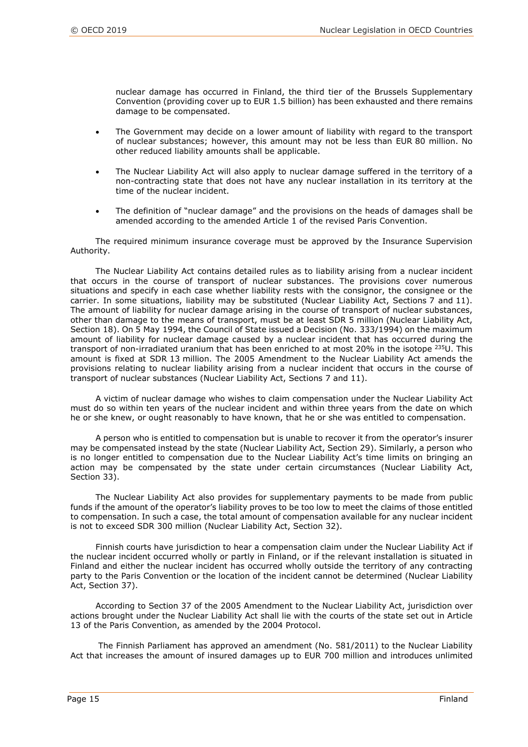nuclear damage has occurred in Finland, the third tier of the Brussels Supplementary Convention (providing cover up to EUR 1.5 billion) has been exhausted and there remains damage to be compensated.

- The Government may decide on a lower amount of liability with regard to the transport of nuclear substances; however, this amount may not be less than EUR 80 million. No other reduced liability amounts shall be applicable.
- The Nuclear Liability Act will also apply to nuclear damage suffered in the territory of a non-contracting state that does not have any nuclear installation in its territory at the time of the nuclear incident.
- The definition of "nuclear damage" and the provisions on the heads of damages shall be amended according to the amended Article 1 of the revised Paris Convention.

The required minimum insurance coverage must be approved by the Insurance Supervision Authority.

The Nuclear Liability Act contains detailed rules as to liability arising from a nuclear incident that occurs in the course of transport of nuclear substances. The provisions cover numerous situations and specify in each case whether liability rests with the consignor, the consignee or the carrier. In some situations, liability may be substituted (Nuclear Liability Act, Sections 7 and 11). The amount of liability for nuclear damage arising in the course of transport of nuclear substances, other than damage to the means of transport, must be at least SDR 5 million (Nuclear Liability Act, Section 18). On 5 May 1994, the Council of State issued a Decision (No. 333/1994) on the maximum amount of liability for nuclear damage caused by a nuclear incident that has occurred during the transport of non-irradiated uranium that has been enriched to at most 20% in the isotope $^{235}U$. This amount is fixed at SDR 13 million. The 2005 Amendment to the Nuclear Liability Act amends the provisions relating to nuclear liability arising from a nuclear incident that occurs in the course of transport of nuclear substances (Nuclear Liability Act, Sections 7 and 11).

A victim of nuclear damage who wishes to claim compensation under the Nuclear Liability Act must do so within ten years of the nuclear incident and within three years from the date on which he or she knew, or ought reasonably to have known, that he or she was entitled to compensation.

A person who is entitled to compensation but is unable to recover it from the operator's insurer may be compensated instead by the state (Nuclear Liability Act, Section 29). Similarly, a person who is no longer entitled to compensation due to the Nuclear Liability Act's time limits on bringing an action may be compensated by the state under certain circumstances (Nuclear Liability Act, Section 33).

The Nuclear Liability Act also provides for supplementary payments to be made from public funds if the amount of the operator's liability proves to be too low to meet the claims of those entitled to compensation. In such a case, the total amount of compensation available for any nuclear incident is not to exceed SDR 300 million (Nuclear Liability Act, Section 32).

Finnish courts have jurisdiction to hear a compensation claim under the Nuclear Liability Act if the nuclear incident occurred wholly or partly in Finland, or if the relevant installation is situated in Finland and either the nuclear incident has occurred wholly outside the territory of any contracting party to the Paris Convention or the location of the incident cannot be determined (Nuclear Liability Act, Section 37).

According to Section 37 of the 2005 Amendment to the Nuclear Liability Act, jurisdiction over actions brought under the Nuclear Liability Act shall lie with the courts of the state set out in Article 13 of the Paris Convention, as amended by the 2004 Protocol.

The Finnish Parliament has approved an amendment (No. 581/2011) to the Nuclear Liability Act that increases the amount of insured damages up to EUR 700 million and introduces unlimited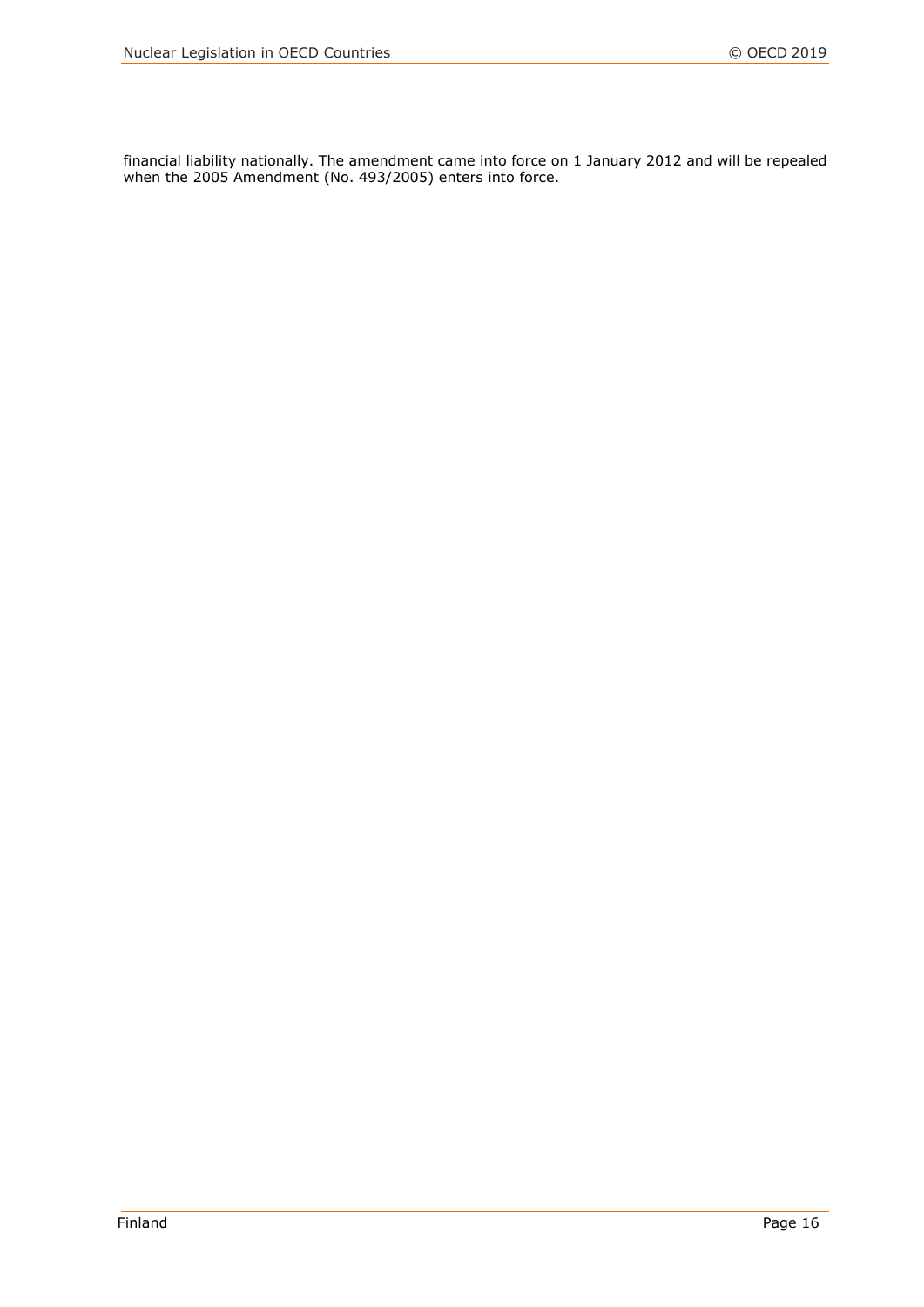financial liability nationally. The amendment came into force on 1 January 2012 and will be repealed when the 2005 Amendment (No. 493/2005) enters into force.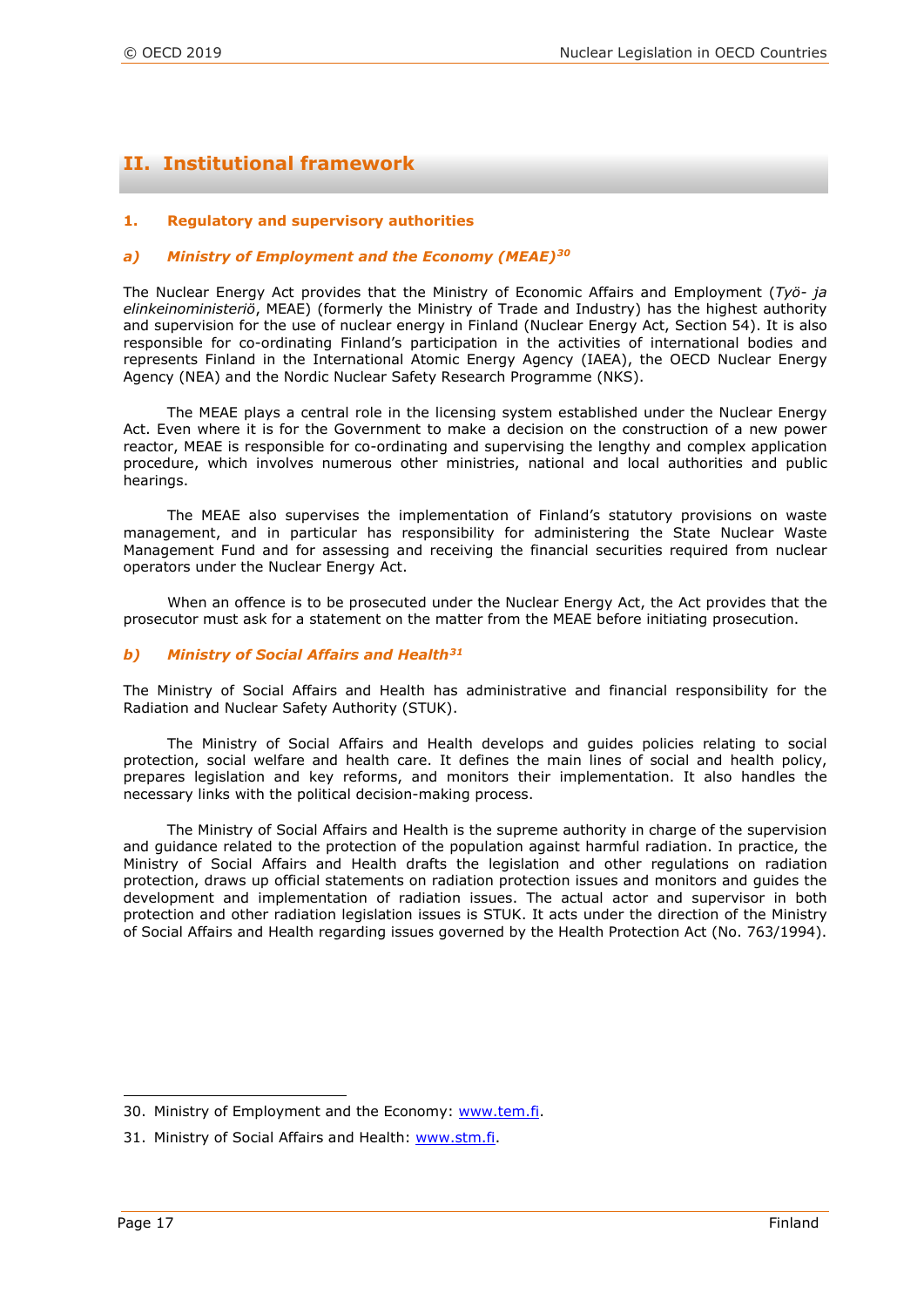## II. Institutional framework

### 1. Regulatory and supervisory authorities

#### *a) Ministry of Employment and the Economy (MEAE)*[30]

The Nuclear Energy Act provides that the Ministry of Economic Affairs and Employment (*Työ- ja elinkeinoministeriö*, MEAE) (formerly the Ministry of Trade and Industry) has the highest authority and supervision for the use of nuclear energy in Finland (Nuclear Energy Act, Section 54). It is also responsible for co-ordinating Finland's participation in the activities of international bodies and represents Finland in the International Atomic Energy Agency (IAEA), the OECD Nuclear Energy Agency (NEA) and the Nordic Nuclear Safety Research Programme (NKS).

The MEAE plays a central role in the licensing system established under the Nuclear Energy Act. Even where it is for the Government to make a decision on the construction of a new power reactor, MEAE is responsible for co-ordinating and supervising the lengthy and complex application procedure, which involves numerous other ministries, national and local authorities and public hearings.

The MEAE also supervises the implementation of Finland's statutory provisions on waste management, and in particular has responsibility for administering the State Nuclear Waste Management Fund and for assessing and receiving the financial securities required from nuclear operators under the Nuclear Energy Act.

When an offence is to be prosecuted under the Nuclear Energy Act, the Act provides that the prosecutor must ask for a statement on the matter from the MEAE before initiating prosecution.

#### *b) Ministry of Social Affairs and Health*[31]

The Ministry of Social Affairs and Health has administrative and financial responsibility for the Radiation and Nuclear Safety Authority (STUK).

The Ministry of Social Affairs and Health develops and guides policies relating to social protection, social welfare and health care. It defines the main lines of social and health policy, prepares legislation and key reforms, and monitors their implementation. It also handles the necessary links with the political decision-making process.

The Ministry of Social Affairs and Health is the supreme authority in charge of the supervision and guidance related to the protection of the population against harmful radiation. In practice, the Ministry of Social Affairs and Health drafts the legislation and other regulations on radiation protection, draws up official statements on radiation protection issues and monitors and guides the development and implementation of radiation issues. The actual actor and supervisor in both protection and other radiation legislation issues is STUK. It acts under the direction of the Ministry of Social Affairs and Health regarding issues governed by the Health Protection Act (No. 763/1994).

---

30. Ministry of Employment and the Economy: [www.tem.fi](http://www.tem.fi).

31. Ministry of Social Affairs and Health: [www.stm.fi](http://www.stm.fi).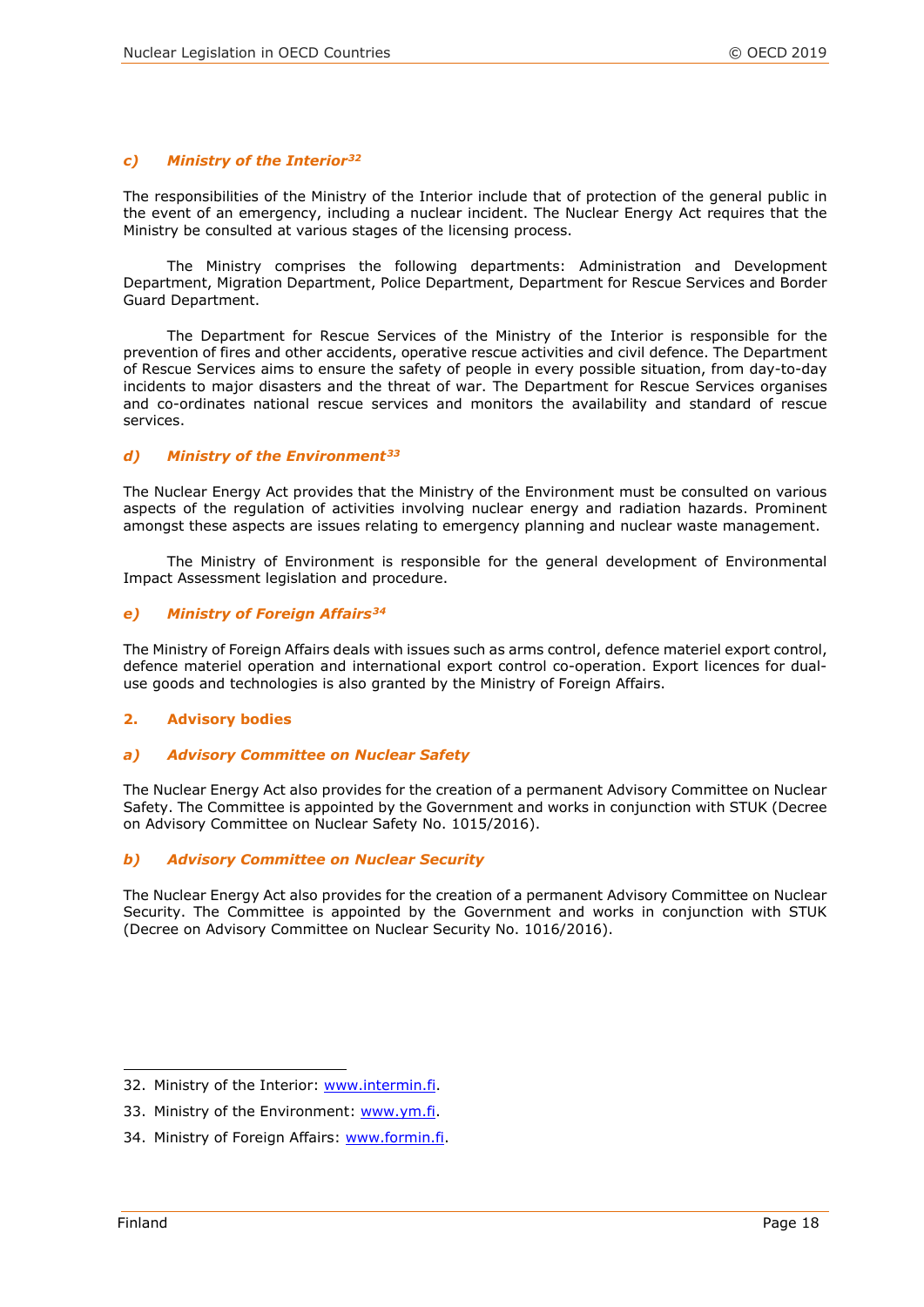### c) *Ministry of the Interior*[32]

The responsibilities of the Ministry of the Interior include that of protection of the general public in the event of an emergency, including a nuclear incident. The Nuclear Energy Act requires that the Ministry be consulted at various stages of the licensing process.

The Ministry comprises the following departments: Administration and Development Department, Migration Department, Police Department, Department for Rescue Services and Border Guard Department.

The Department for Rescue Services of the Ministry of the Interior is responsible for the prevention of fires and other accidents, operative rescue activities and civil defence. The Department of Rescue Services aims to ensure the safety of people in every possible situation, from day-to-day incidents to major disasters and the threat of war. The Department for Rescue Services organises and co-ordinates national rescue services and monitors the availability and standard of rescue services.

### d) *Ministry of the Environment*[33]

The Nuclear Energy Act provides that the Ministry of the Environment must be consulted on various aspects of the regulation of activities involving nuclear energy and radiation hazards. Prominent amongst these aspects are issues relating to emergency planning and nuclear waste management.

The Ministry of Environment is responsible for the general development of Environmental Impact Assessment legislation and procedure.

### e) *Ministry of Foreign Affairs*[34]

The Ministry of Foreign Affairs deals with issues such as arms control, defence materiel export control, defence materiel operation and international export control co-operation. Export licences for dual-use goods and technologies is also granted by the Ministry of Foreign Affairs.

## 2. Advisory bodies

### a) *Advisory Committee on Nuclear Safety*

The Nuclear Energy Act also provides for the creation of a permanent Advisory Committee on Nuclear Safety. The Committee is appointed by the Government and works in conjunction with STUK (Decree on Advisory Committee on Nuclear Safety No. 1015/2016).

### b) *Advisory Committee on Nuclear Security*

The Nuclear Energy Act also provides for the creation of a permanent Advisory Committee on Nuclear Security. The Committee is appointed by the Government and works in conjunction with STUK (Decree on Advisory Committee on Nuclear Security No. 1016/2016).

---

32. Ministry of the Interior: www.intermin.fi.

33. Ministry of the Environment: www.ym.fi.

34. Ministry of Foreign Affairs: www.formin.fi.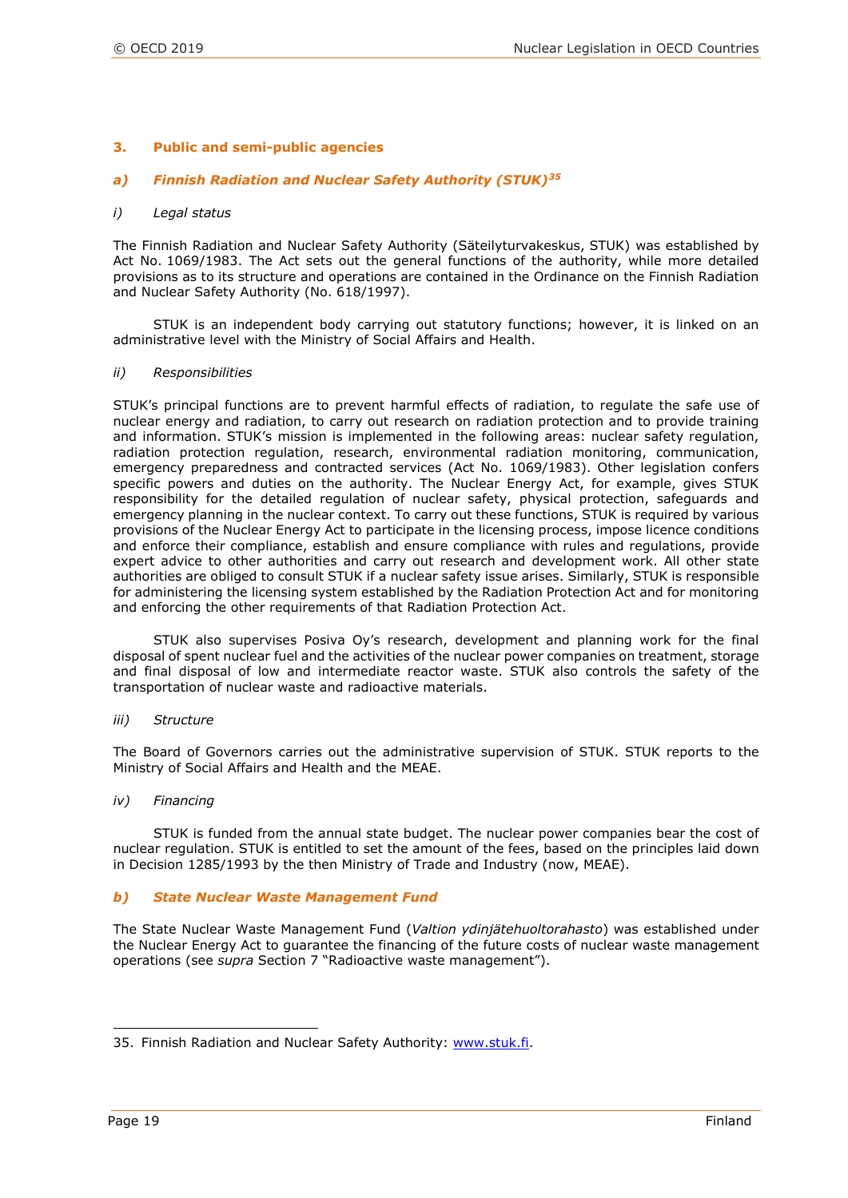## 3. Public and semi-public agencies

### *a) Finnish Radiation and Nuclear Safety Authority (STUK)*[35]

#### *i) Legal status*

The Finnish Radiation and Nuclear Safety Authority (Säteilyturvakeskus, STUK) was established by Act No. 1069/1983. The Act sets out the general functions of the authority, while more detailed provisions as to its structure and operations are contained in the Ordinance on the Finnish Radiation and Nuclear Safety Authority (No. 618/1997).

STUK is an independent body carrying out statutory functions; however, it is linked on an administrative level with the Ministry of Social Affairs and Health.

#### *ii) Responsibilities*

STUK's principal functions are to prevent harmful effects of radiation, to regulate the safe use of nuclear energy and radiation, to carry out research on radiation protection and to provide training and information. STUK's mission is implemented in the following areas: nuclear safety regulation, radiation protection regulation, research, environmental radiation monitoring, communication, emergency preparedness and contracted services (Act No. 1069/1983). Other legislation confers specific powers and duties on the authority. The Nuclear Energy Act, for example, gives STUK responsibility for the detailed regulation of nuclear safety, physical protection, safeguards and emergency planning in the nuclear context. To carry out these functions, STUK is required by various provisions of the Nuclear Energy Act to participate in the licensing process, impose licence conditions and enforce their compliance, establish and ensure compliance with rules and regulations, provide expert advice to other authorities and carry out research and development work. All other state authorities are obliged to consult STUK if a nuclear safety issue arises. Similarly, STUK is responsible for administering the licensing system established by the Radiation Protection Act and for monitoring and enforcing the other requirements of that Radiation Protection Act.

STUK also supervises Posiva Oy's research, development and planning work for the final disposal of spent nuclear fuel and the activities of the nuclear power companies on treatment, storage and final disposal of low and intermediate reactor waste. STUK also controls the safety of the transportation of nuclear waste and radioactive materials.

#### *iii) Structure*

The Board of Governors carries out the administrative supervision of STUK. STUK reports to the Ministry of Social Affairs and Health and the MEAE.

#### *iv) Financing*

STUK is funded from the annual state budget. The nuclear power companies bear the cost of nuclear regulation. STUK is entitled to set the amount of the fees, based on the principles laid down in Decision 1285/1993 by the then Ministry of Trade and Industry (now, MEAE).

### *b) State Nuclear Waste Management Fund*

The State Nuclear Waste Management Fund (*Valtion ydinjätehuoltorahasto*) was established under the Nuclear Energy Act to guarantee the financing of the future costs of nuclear waste management operations (see *supra* Section 7 "Radioactive waste management").

---

35. Finnish Radiation and Nuclear Safety Authority: www.stuk.fi.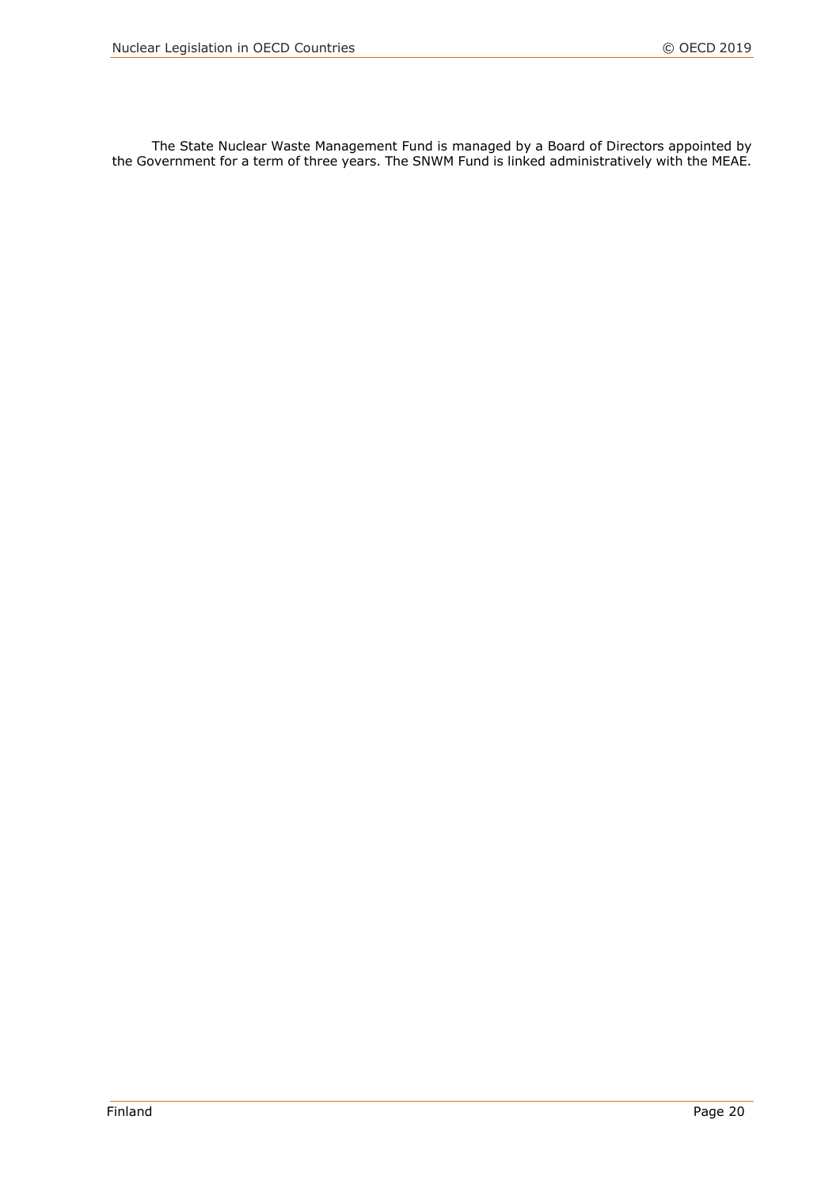The State Nuclear Waste Management Fund is managed by a Board of Directors appointed by the Government for a term of three years. The SNWM Fund is linked administratively with the MEAE.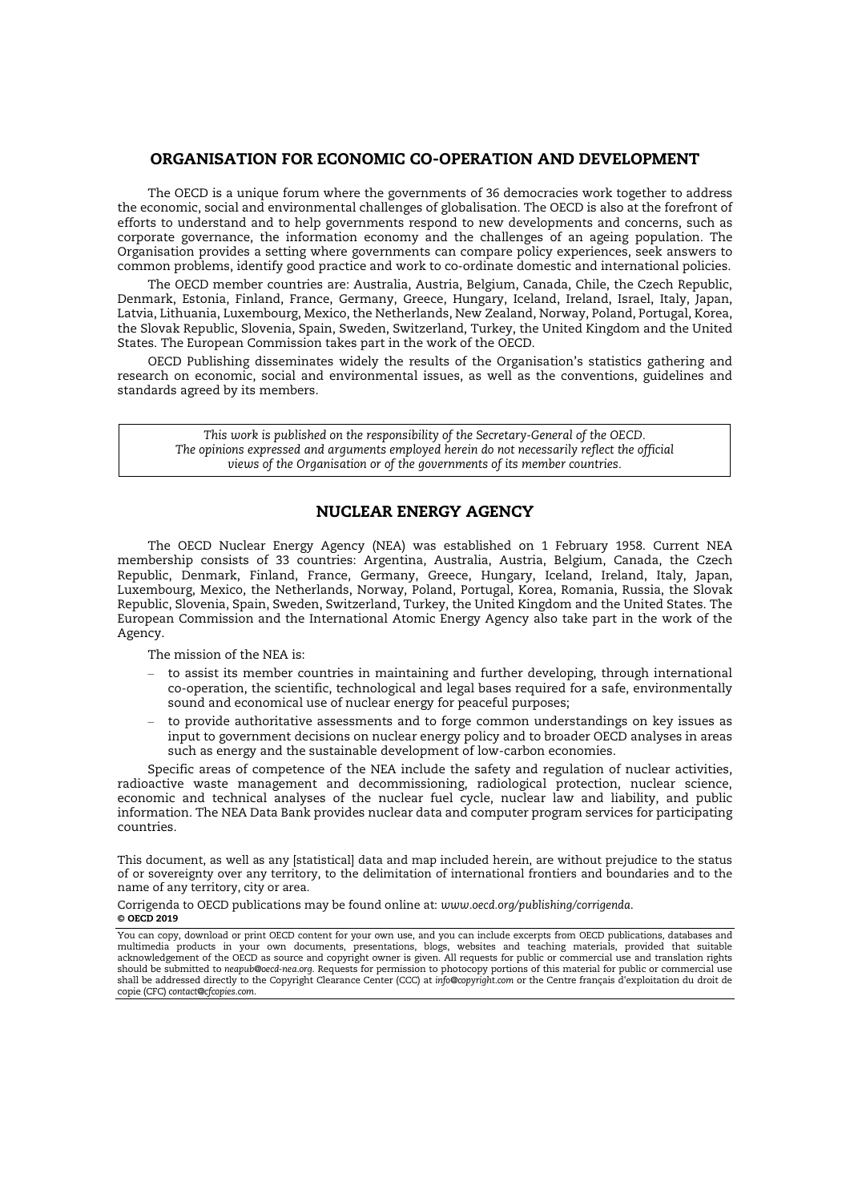## ORGANISATION FOR ECONOMIC CO-OPERATION AND DEVELOPMENT

The OECD is a unique forum where the governments of 36 democracies work together to address the economic, social and environmental challenges of globalisation. The OECD is also at the forefront of efforts to understand and to help governments respond to new developments and concerns, such as corporate governance, the information economy and the challenges of an ageing population. The Organisation provides a setting where governments can compare policy experiences, seek answers to common problems, identify good practice and work to co-ordinate domestic and international policies.

The OECD member countries are: Australia, Austria, Belgium, Canada, Chile, the Czech Republic, Denmark, Estonia, Finland, France, Germany, Greece, Hungary, Iceland, Ireland, Israel, Italy, Japan, Latvia, Lithuania, Luxembourg, Mexico, the Netherlands, New Zealand, Norway, Poland, Portugal, Korea, the Slovak Republic, Slovenia, Spain, Sweden, Switzerland, Turkey, the United Kingdom and the United States. The European Commission takes part in the work of the OECD.

OECD Publishing disseminates widely the results of the Organisation's statistics gathering and research on economic, social and environmental issues, as well as the conventions, guidelines and standards agreed by its members.

*This work is published on the responsibility of the Secretary-General of the OECD. The opinions expressed and arguments employed herein do not necessarily reflect the official views of the Organisation or of the governments of its member countries.*

## NUCLEAR ENERGY AGENCY

The OECD Nuclear Energy Agency (NEA) was established on 1 February 1958. Current NEA membership consists of 33 countries: Argentina, Australia, Austria, Belgium, Canada, the Czech Republic, Denmark, Finland, France, Germany, Greece, Hungary, Iceland, Ireland, Italy, Japan, Luxembourg, Mexico, the Netherlands, Norway, Poland, Portugal, Korea, Romania, Russia, the Slovak Republic, Slovenia, Spain, Sweden, Switzerland, Turkey, the United Kingdom and the United States. The European Commission and the International Atomic Energy Agency also take part in the work of the Agency.

The mission of the NEA is:

- to assist its member countries in maintaining and further developing, through international co-operation, the scientific, technological and legal bases required for a safe, environmentally sound and economical use of nuclear energy for peaceful purposes;
- to provide authoritative assessments and to forge common understandings on key issues as input to government decisions on nuclear energy policy and to broader OECD analyses in areas such as energy and the sustainable development of low-carbon economies.

Specific areas of competence of the NEA include the safety and regulation of nuclear activities, radioactive waste management and decommissioning, radiological protection, nuclear science, economic and technical analyses of the nuclear fuel cycle, nuclear law and liability, and public information. The NEA Data Bank provides nuclear data and computer program services for participating countries.

This document, as well as any [statistical] data and map included herein, are without prejudice to the status of or sovereignty over any territory, to the delimitation of international frontiers and boundaries and to the name of any territory, city or area.

Corrigenda to OECD publications may be found online at: *www.oecd.org/publishing/corrigenda*.
**© OECD 2019**

You can copy, download or print OECD content for your own use, and you can include excerpts from OECD publications, databases and multimedia products in your own documents, presentations, blogs, websites and teaching materials, provided that suitable acknowledgement of the OECD as source and copyright owner is given. All requests for public or commercial use and translation rights should be submitted to *neapub@oecd-nea.org*. Requests for permission to photocopy portions of this material for public or commercial use shall be addressed directly to the Copyright Clearance Center (CCC) at *info@copyright.com* or the Centre français d'exploitation du droit de copie (CFC) *contact@cfcopies.com*.